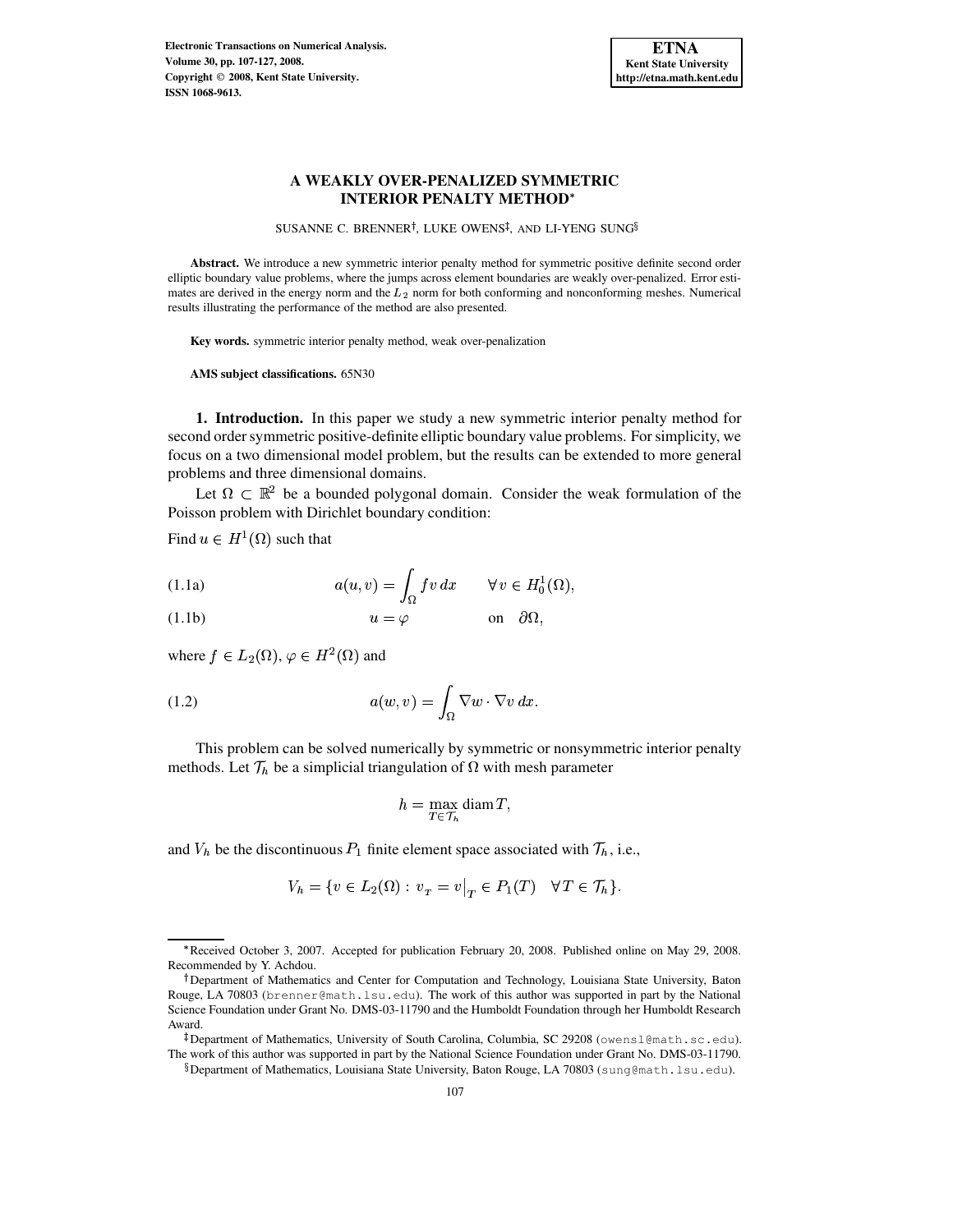# A WEAKLY OVER-PENALIZED SYMMETRIC INTERIOR PENALTY METHOD*

SUSANNE C. BRENNER[†], LUKE OWENS[‡], AND LI-YENG SUNG[§]

**Abstract.** We introduce a new symmetric interior penalty method for symmetric positive definite second order elliptic boundary value problems, where the jumps across element boundaries are weakly over-penalized. Error estimates are derived in the energy norm and the $L_2$ norm for both conforming and nonconforming meshes. Numerical results illustrating the performance of the method are also presented.

**Key words.** symmetric interior penalty method, weak over-penalization

**AMS subject classifications.** 65N30

**1. Introduction.** In this paper we study a new symmetric interior penalty method for second order symmetric positive-definite elliptic boundary value problems. For simplicity, we focus on a two dimensional model problem, but the results can be extended to more general problems and three dimensional domains.

Let $\Omega \subset \mathbb{R}^2$ be a bounded polygonal domain. Consider the weak formulation of the Poisson problem with Dirichlet boundary condition:

Find $u \in H^1(\Omega)$ such that

$$a(u,v) = \int_\Omega f v \, dx \qquad \forall \, v \in H_0^1(\Omega), \tag{1.1a}$$

$$u = \varphi \qquad \text{on} \quad \partial\Omega, \tag{1.1b}$$

where $f \in L_2(\Omega)$, $\varphi \in H^2(\Omega)$ and

$$a(w,v) = \int_\Omega \nabla w \cdot \nabla v \, dx. \tag{1.2}$$

This problem can be solved numerically by symmetric or nonsymmetric interior penalty methods. Let $\mathcal{T}_h$ be a simplicial triangulation of $\Omega$ with mesh parameter

$$h = \max_{T \in \mathcal{T}_h} \operatorname{diam} T,$$

and $V_h$ be the discontinuous $P_1$ finite element space associated with $\mathcal{T}_h$, i.e.,

$$V_h = \{ v \in L_2(\Omega) : v_T = v\big|_T \in P_1(T) \quad \forall \, T \in \mathcal{T}_h \}.$$

---

*Received October 3, 2007. Accepted for publication February 20, 2008. Published online on May 29, 2008. Recommended by Y. Achdou.

[†]Department of Mathematics and Center for Computation and Technology, Louisiana State University, Baton Rouge, LA 70803 (brenner@math.lsu.edu). The work of this author was supported in part by the National Science Foundation under Grant No. DMS-03-11790 and the Humboldt Foundation through her Humboldt Research Award.

[‡]Department of Mathematics, University of South Carolina, Columbia, SC 29208 (owensl@math.sc.edu). The work of this author was supported in part by the National Science Foundation under Grant No. DMS-03-11790.

[§]Department of Mathematics, Louisiana State University, Baton Rouge, LA 70803 (sung@math.lsu.edu).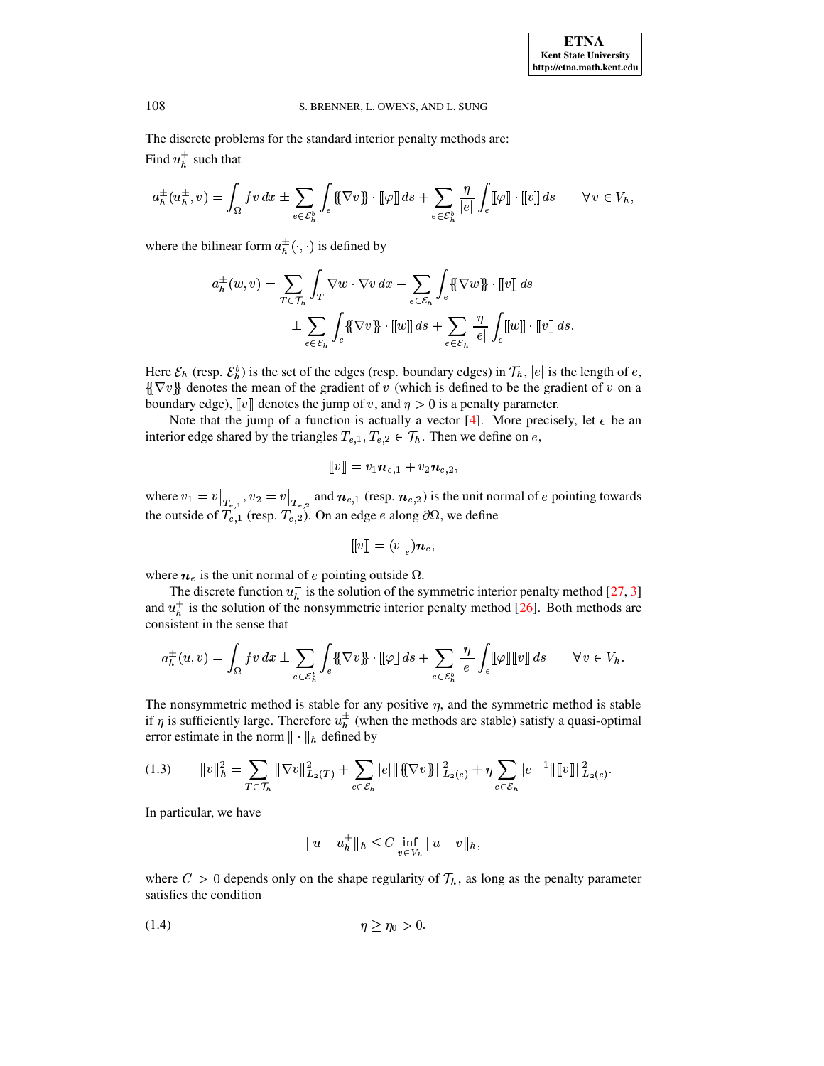The discrete problems for the standard interior penalty methods are:
Find $u_h^{\pm}$ such that

$$a_h^{\pm}(u_h^{\pm}, v) = \int_{\Omega} f v \, dx \pm \sum_{e \in \mathcal{E}_h^b} \int_e \{\!\{\nabla v\}\!\} \cdot [\![\varphi]\!] \, ds + \sum_{e \in \mathcal{E}_h^b} \frac{\eta}{|e|} \int_e [\![\varphi]\!] \cdot [\![v]\!] \, ds \qquad \forall \, v \in V_h,$$

where the bilinear form $a_h^{\pm}(\cdot, \cdot)$ is defined by

$$\begin{aligned} a_h^{\pm}(w, v) = \sum_{T \in \mathcal{T}_h} \int_T \nabla w \cdot \nabla v \, dx - \sum_{e \in \mathcal{E}_h} \int_e \{\!\{\nabla w\}\!\} \cdot [\![v]\!] \, ds \\ \pm \sum_{e \in \mathcal{E}_h} \int_e \{\!\{\nabla v\}\!\} \cdot [\![w]\!] \, ds + \sum_{e \in \mathcal{E}_h} \frac{\eta}{|e|} \int_e [\![w]\!] \cdot [\![v]\!] \, ds. \end{aligned}$$

Here $\mathcal{E}_h$ (resp. $\mathcal{E}_h^b$) is the set of the edges (resp. boundary edges) in $\mathcal{T}_h$, $|e|$ is the length of $e$, $\{\!\{\nabla v\}\!\}$ denotes the mean of the gradient of $v$ (which is defined to be the gradient of $v$ on a boundary edge), $[\![v]\!]$ denotes the jump of $v$, and $\eta > 0$ is a penalty parameter.

Note that the jump of a function is actually a vector [4]. More precisely, let $e$ be an interior edge shared by the triangles $T_{e,1}, T_{e,2} \in \mathcal{T}_h$. Then we define on $e$,

$$[\![v]\!] = v_1 \boldsymbol{n}_{e,1} + v_2 \boldsymbol{n}_{e,2},$$

where $v_1 = v\big|_{T_{e,1}}$, $v_2 = v\big|_{T_{e,2}}$ and $\boldsymbol{n}_{e,1}$ (resp. $\boldsymbol{n}_{e,2}$) is the unit normal of $e$ pointing towards the outside of $T_{e,1}$ (resp. $T_{e,2}$). On an edge $e$ along $\partial\Omega$, we define

$$[\![v]\!] = (v\big|_e)\boldsymbol{n}_e,$$

where $\boldsymbol{n}_e$ is the unit normal of $e$ pointing outside $\Omega$.

The discrete function $u_h^-$ is the solution of the symmetric interior penalty method [27, 3] and $u_h^+$ is the solution of the nonsymmetric interior penalty method [26]. Both methods are consistent in the sense that

$$a_h^{\pm}(u, v) = \int_{\Omega} f v \, dx \pm \sum_{e \in \mathcal{E}_h^b} \int_e \{\!\{\nabla v\}\!\} \cdot [\![\varphi]\!] \, ds + \sum_{e \in \mathcal{E}_h^b} \frac{\eta}{|e|} \int_e [\![\varphi]\!] [\![v]\!] \, ds \qquad \forall \, v \in V_h.$$

The nonsymmetric method is stable for any positive $\eta$, and the symmetric method is stable if $\eta$ is sufficiently large. Therefore $u_h^{\pm}$ (when the methods are stable) satisfy a quasi-optimal error estimate in the norm $\|\cdot\|_h$ defined by

$$\|v\|_h^2 = \sum_{T \in \mathcal{T}_h} \|\nabla v\|_{L_2(T)}^2 + \sum_{e \in \mathcal{E}_h} |e| \|\{\!\{\nabla v\}\!\}\|_{L_2(e)}^2 + \eta \sum_{e \in \mathcal{E}_h} |e|^{-1} \|[\![v]\!]\|_{L_2(e)}^2. \tag{1.3}$$

In particular, we have

$$\|u - u_h^{\pm}\|_h \leq C \inf_{v \in V_h} \|u - v\|_h,$$

where $C > 0$ depends only on the shape regularity of $\mathcal{T}_h$, as long as the penalty parameter satisfies the condition

$$\eta \geq \eta_0 > 0. \tag{1.4}$$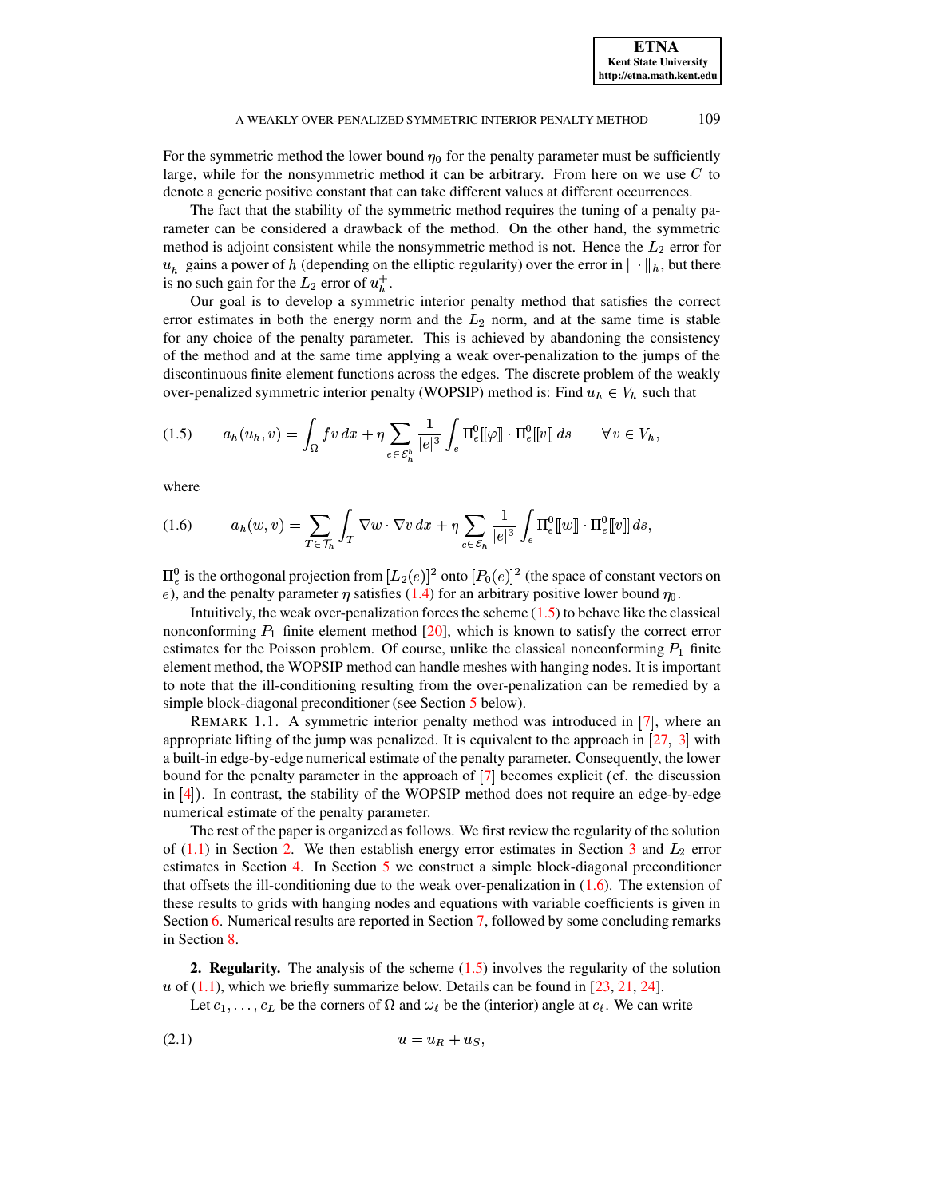For the symmetric method the lower bound $\eta_0$ for the penalty parameter must be sufficiently large, while for the nonsymmetric method it can be arbitrary. From here on we use $C$ to denote a generic positive constant that can take different values at different occurrences.

The fact that the stability of the symmetric method requires the tuning of a penalty parameter can be considered a drawback of the method. On the other hand, the symmetric method is adjoint consistent while the nonsymmetric method is not. Hence the $L_2$ error for $u_h^-$ gains a power of $h$ (depending on the elliptic regularity) over the error in $\|\cdot\|_h$, but there is no such gain for the $L_2$ error of $u_h^+$.

Our goal is to develop a symmetric interior penalty method that satisfies the correct error estimates in both the energy norm and the $L_2$ norm, and at the same time is stable for any choice of the penalty parameter. This is achieved by abandoning the consistency of the method and at the same time applying a weak over-penalization to the jumps of the discontinuous finite element functions across the edges. The discrete problem of the weakly over-penalized symmetric interior penalty (WOPSIP) method is: Find $u_h \in V_h$ such that

$$
a_h(u_h, v) = \int_\Omega f v\, dx + \eta \sum_{e \in \mathcal{E}_h^b} \frac{1}{|e|^3} \int_e \Pi_e^0 [\![\varphi]\!] \cdot \Pi_e^0 [\![v]\!]\, ds \qquad \forall v \in V_h, \tag{1.5}
$$

where

$$
a_h(w, v) = \sum_{T \in \mathcal{T}_h} \int_T \nabla w \cdot \nabla v\, dx + \eta \sum_{e \in \mathcal{E}_h} \frac{1}{|e|^3} \int_e \Pi_e^0 [\![w]\!] \cdot \Pi_e^0 [\![v]\!]\, ds, \tag{1.6}
$$

$\Pi_e^0$ is the orthogonal projection from $[L_2(e)]^2$ onto $[P_0(e)]^2$ (the space of constant vectors on $e$), and the penalty parameter $\eta$ satisfies (1.4) for an arbitrary positive lower bound $\eta_0$.

Intuitively, the weak over-penalization forces the scheme (1.5) to behave like the classical nonconforming $P_1$ finite element method [20], which is known to satisfy the correct error estimates for the Poisson problem. Of course, unlike the classical nonconforming $P_1$ finite element method, the WOPSIP method can handle meshes with hanging nodes. It is important to note that the ill-conditioning resulting from the over-penalization can be remedied by a simple block-diagonal preconditioner (see Section 5 below).

REMARK 1.1. A symmetric interior penalty method was introduced in [7], where an appropriate lifting of the jump was penalized. It is equivalent to the approach in [27, 3] with a built-in edge-by-edge numerical estimate of the penalty parameter. Consequently, the lower bound for the penalty parameter in the approach of [7] becomes explicit (cf. the discussion in [4]). In contrast, the stability of the WOPSIP method does not require an edge-by-edge numerical estimate of the penalty parameter.

The rest of the paper is organized as follows. We first review the regularity of the solution of (1.1) in Section 2. We then establish energy error estimates in Section 3 and $L_2$ error estimates in Section 4. In Section 5 we construct a simple block-diagonal preconditioner that offsets the ill-conditioning due to the weak over-penalization in (1.6). The extension of these results to grids with hanging nodes and equations with variable coefficients is given in Section 6. Numerical results are reported in Section 7, followed by some concluding remarks in Section 8.

## 2. Regularity.

The analysis of the scheme (1.5) involves the regularity of the solution $u$ of (1.1), which we briefly summarize below. Details can be found in [23, 21, 24].

Let $c_1, \ldots, c_L$ be the corners of $\Omega$ and $\omega_\ell$ be the (interior) angle at $c_\ell$. We can write

$$
u = u_R + u_S, \tag{2.1}
$$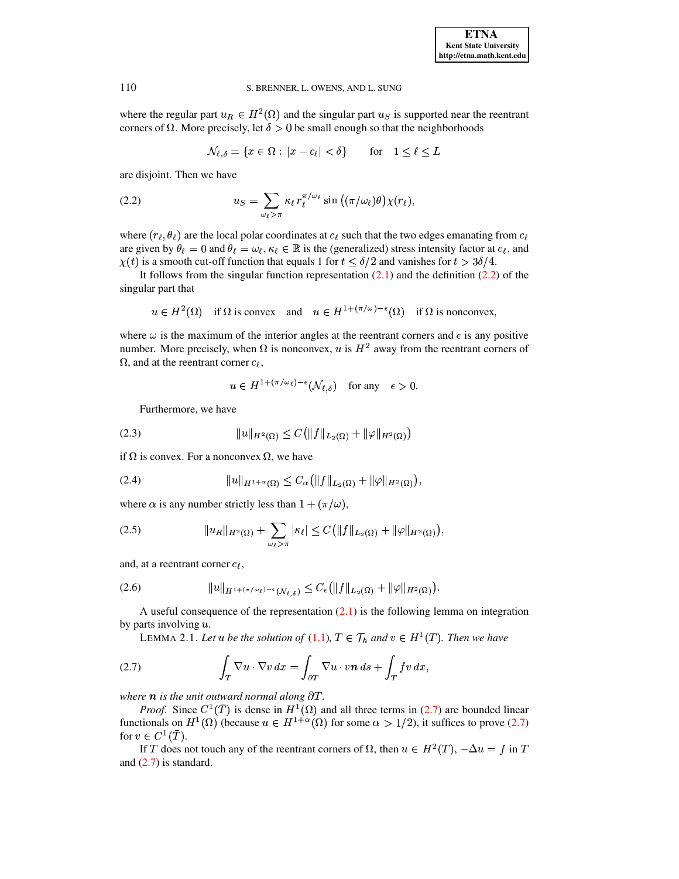where the regular part $u_R \in H^2(\Omega)$ and the singular part $u_S$ is supported near the reentrant corners of $\Omega$. More precisely, let $\delta > 0$ be small enough so that the neighborhoods

$$\mathcal{N}_{\ell,\delta} = \{x \in \Omega : |x - c_\ell| < \delta\} \qquad \text{for} \quad 1 \leq \ell \leq L$$

are disjoint. Then we have

$$u_S = \sum_{\omega_\ell > \pi} \kappa_\ell r_\ell^{\pi/\omega_\ell} \sin\big((\pi/\omega_\ell)\theta\big)\chi(r_\ell), \tag{2.2}$$

where $(r_\ell, \theta_\ell)$ are the local polar coordinates at $c_\ell$ such that the two edges emanating from $c_\ell$ are given by $\theta_\ell = 0$ and $\theta_\ell = \omega_\ell$, $\kappa_\ell \in \mathbb{R}$ is the (generalized) stress intensity factor at $c_\ell$, and $\chi(t)$ is a smooth cut-off function that equals 1 for $t \leq \delta/2$ and vanishes for $t > 3\delta/4$.

It follows from the singular function representation (2.1) and the definition (2.2) of the singular part that

$$u \in H^2(\Omega) \quad \text{if } \Omega \text{ is convex} \quad \text{and} \quad u \in H^{1+(\pi/\omega)-\epsilon}(\Omega) \quad \text{if } \Omega \text{ is nonconvex,}$$

where $\omega$ is the maximum of the interior angles at the reentrant corners and $\epsilon$ is any positive number. More precisely, when $\Omega$ is nonconvex, $u$ is $H^2$ away from the reentrant corners of $\Omega$, and at the reentrant corner $c_\ell$,

$$u \in H^{1+(\pi/\omega_\ell)-\epsilon}(\mathcal{N}_{\ell,\delta}) \quad \text{for any} \quad \epsilon > 0.$$

Furthermore, we have

$$\|u\|_{H^2(\Omega)} \leq C\big(\|f\|_{L_2(\Omega)} + \|\varphi\|_{H^2(\Omega)}\big) \tag{2.3}$$

if $\Omega$ is convex. For a nonconvex $\Omega$, we have

$$\|u\|_{H^{1+\alpha}(\Omega)} \leq C_\alpha\big(\|f\|_{L_2(\Omega)} + \|\varphi\|_{H^2(\Omega)}\big), \tag{2.4}$$

where $\alpha$ is any number strictly less than $1 + (\pi/\omega)$,

$$\|u_R\|_{H^2(\Omega)} + \sum_{\omega_\ell > \pi} |\kappa_\ell| \leq C\big(\|f\|_{L_2(\Omega)} + \|\varphi\|_{H^2(\Omega)}\big), \tag{2.5}$$

and, at a reentrant corner $c_\ell$,

$$\|u\|_{H^{1+(\pi/\omega_\ell)-\epsilon}(\mathcal{N}_{\ell,\delta})} \leq C_\epsilon\big(\|f\|_{L_2(\Omega)} + \|\varphi\|_{H^2(\Omega)}\big). \tag{2.6}$$

A useful consequence of the representation (2.1) is the following lemma on integration by parts involving $u$.

LEMMA 2.1. *Let $u$ be the solution of (1.1), $T \in \mathcal{T}_h$ and $v \in H^1(T)$. Then we have*

$$\int_T \nabla u \cdot \nabla v \, dx = \int_{\partial T} \nabla u \cdot v\boldsymbol{n} \, ds + \int_T f v \, dx, \tag{2.7}$$

*where $\boldsymbol{n}$ is the unit outward normal along $\partial T$.*

*Proof.* Since $C^1(\bar{T})$ is dense in $H^1(\Omega)$ and all three terms in (2.7) are bounded linear functionals on $H^1(\Omega)$ (because $u \in H^{1+\alpha}(\Omega)$ for some $\alpha > 1/2$), it suffices to prove (2.7) for $v \in C^1(\bar{T})$.

If $T$ does not touch any of the reentrant corners of $\Omega$, then $u \in H^2(T)$, $-\Delta u = f$ in $T$ and (2.7) is standard.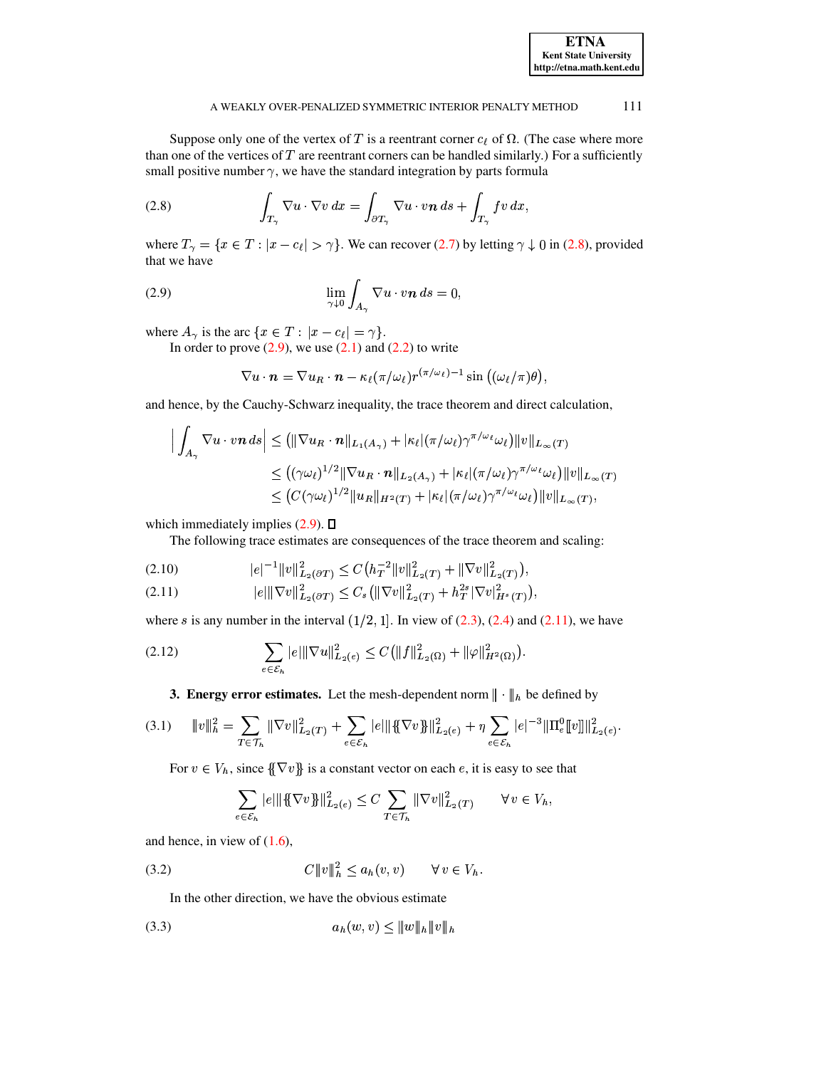Suppose only one of the vertex of $T$ is a reentrant corner $c_\ell$ of $\Omega$. (The case where more than one of the vertices of $T$ are reentrant corners can be handled similarly.) For a sufficiently small positive number $\gamma$, we have the standard integration by parts formula

$$\int_{T_\gamma} \nabla u \cdot \nabla v \, dx = \int_{\partial T_\gamma} \nabla u \cdot v \boldsymbol{n} \, ds + \int_{T_\gamma} f v \, dx, \tag{2.8}$$

where $T_\gamma = \{x \in T : |x - c_\ell| > \gamma\}$. We can recover (2.7) by letting $\gamma \downarrow 0$ in (2.8), provided that we have

$$\lim_{\gamma \downarrow 0} \int_{A_\gamma} \nabla u \cdot v \boldsymbol{n} \, ds = 0, \tag{2.9}$$

where $A_\gamma$ is the arc $\{x \in T : |x - c_\ell| = \gamma\}$.

In order to prove (2.9), we use (2.1) and (2.2) to write

$$\nabla u \cdot \boldsymbol{n} = \nabla u_R \cdot \boldsymbol{n} - \kappa_\ell (\pi/\omega_\ell) r^{(\pi/\omega_\ell)-1} \sin\big((\omega_\ell/\pi)\theta\big),$$

and hence, by the Cauchy-Schwarz inequality, the trace theorem and direct calculation,

$$\begin{aligned}
\Big| \int_{A_\gamma} \nabla u \cdot v \boldsymbol{n} \, ds \Big| &\leq \big( \|\nabla u_R \cdot \boldsymbol{n}\|_{L_1(A_\gamma)} + |\kappa_\ell| (\pi/\omega_\ell) \gamma^{\pi/\omega_\ell} \omega_\ell \big) \|v\|_{L_\infty(T)} \\
&\leq \big( (\gamma \omega_\ell)^{1/2} \|\nabla u_R \cdot \boldsymbol{n}\|_{L_2(A_\gamma)} + |\kappa_\ell| (\pi/\omega_\ell) \gamma^{\pi/\omega_\ell} \omega_\ell \big) \|v\|_{L_\infty(T)} \\
&\leq \big( C (\gamma \omega_\ell)^{1/2} \|u_R\|_{H^2(T)} + |\kappa_\ell| (\pi/\omega_\ell) \gamma^{\pi/\omega_\ell} \omega_\ell \big) \|v\|_{L_\infty(T)},
\end{aligned}$$

which immediately implies (2.9). ☐

The following trace estimates are consequences of the trace theorem and scaling:

$$|e|^{-1} \|v\|^2_{L_2(\partial T)} \leq C \big( h_T^{-2} \|v\|^2_{L_2(T)} + \|\nabla v\|^2_{L_2(T)} \big), \tag{2.10}$$

$$|e| \|\nabla v\|^2_{L_2(\partial T)} \leq C_s \big( \|\nabla v\|^2_{L_2(T)} + h_T^{2s} |\nabla v|^2_{H^s(T)} \big), \tag{2.11}$$

where $s$ is any number in the interval $(1/2, 1]$. In view of (2.3), (2.4) and (2.11), we have

$$\sum_{e \in \mathcal{E}_h} |e| \|\nabla u\|^2_{L_2(e)} \leq C \big( \|f\|^2_{L_2(\Omega)} + \|\varphi\|^2_{H^2(\Omega)} \big). \tag{2.12}$$

## 3. Energy error estimates.

Let the mesh-dependent norm $\| \cdot \|_h$ be defined by

$$\|v\|_h^2 = \sum_{T \in \mathcal{T}_h} \|\nabla v\|^2_{L_2(T)} + \sum_{e \in \mathcal{E}_h} |e| \|\{\!\{\nabla v\}\!\}\|^2_{L_2(e)} + \eta \sum_{e \in \mathcal{E}_h} |e|^{-3} \|\Pi_e^0 [\![v]\!]\|^2_{L_2(e)}. \tag{3.1}$$

For $v \in V_h$, since $\{\!\{\nabla v\}\!\}$ is a constant vector on each $e$, it is easy to see that

$$\sum_{e \in \mathcal{E}_h} |e| \|\{\!\{\nabla v\}\!\}\|^2_{L_2(e)} \leq C \sum_{T \in \mathcal{T}_h} \|\nabla v\|^2_{L_2(T)} \qquad \forall \, v \in V_h,$$

and hence, in view of (1.6),

$$C \|v\|_h^2 \leq a_h(v, v) \qquad \forall \, v \in V_h. \tag{3.2}$$

In the other direction, we have the obvious estimate

$$a_h(w, v) \leq \|w\|_h \|v\|_h \tag{3.3}$$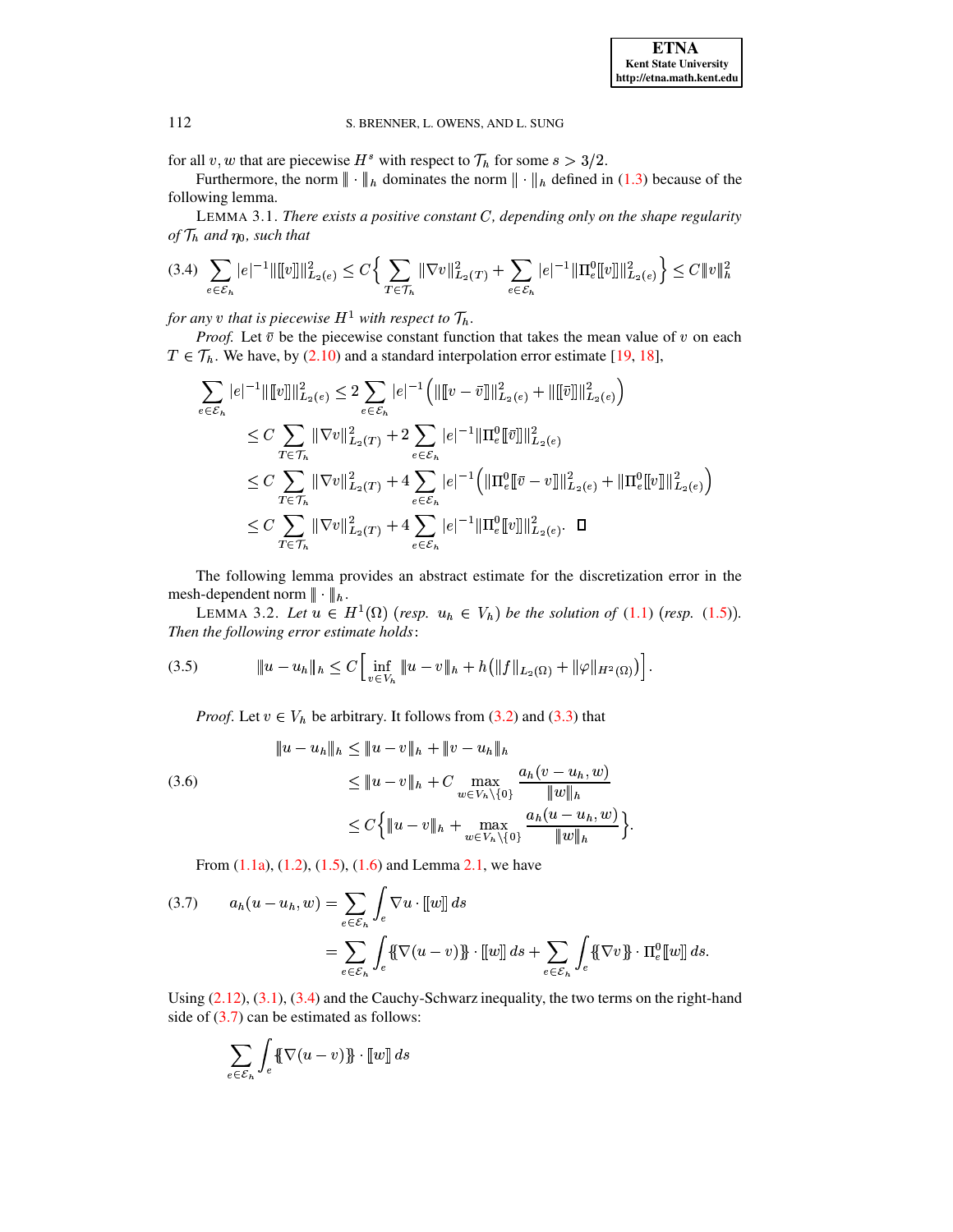for all $v, w$ that are piecewise $H^s$ with respect to $\mathcal{T}_h$ for some $s > 3/2$.

Furthermore, the norm $\|\!|\cdot|\!\|_h$ dominates the norm $\|\cdot\|_h$ defined in (1.3) because of the following lemma.

LEMMA 3.1. *There exists a positive constant $C$, depending only on the shape regularity of $\mathcal{T}_h$ and $\eta_0$, such that*

$$
(3.4)\quad \sum_{e\in\mathcal{E}_h} |e|^{-1}\|[\![v]\!]\|^2_{L_2(e)} \le C\Big\{\sum_{T\in\mathcal{T}_h}\|\nabla v\|^2_{L_2(T)} + \sum_{e\in\mathcal{E}_h}|e|^{-1}\|\Pi_e^0[\![v]\!]\|^2_{L_2(e)}\Big\} \le C\|\!|v|\!\|_h^2
$$

*for any $v$ that is piecewise $H^1$ with respect to $\mathcal{T}_h$.*

*Proof.* Let $\bar{v}$ be the piecewise constant function that takes the mean value of $v$ on each $T \in \mathcal{T}_h$. We have, by (2.10) and a standard interpolation error estimate [19, 18],

$$
\begin{aligned}
\sum_{e\in\mathcal{E}_h} |e|^{-1}\|[\![v]\!]\|^2_{L_2(e)} &\le 2\sum_{e\in\mathcal{E}_h}|e|^{-1}\Big(\|[\![v-\bar{v}]\!]\|^2_{L_2(e)} + \|[\![\bar{v}]\!]\|^2_{L_2(e)}\Big)\\
&\le C\sum_{T\in\mathcal{T}_h}\|\nabla v\|^2_{L_2(T)} + 2\sum_{e\in\mathcal{E}_h}|e|^{-1}\|\Pi_e^0[\![\bar{v}]\!]\|^2_{L_2(e)}\\
&\le C\sum_{T\in\mathcal{T}_h}\|\nabla v\|^2_{L_2(T)} + 4\sum_{e\in\mathcal{E}_h}|e|^{-1}\Big(\|\Pi_e^0[\![\bar{v}-v]\!]\|^2_{L_2(e)} + \|\Pi_e^0[\![v]\!]\|^2_{L_2(e)}\Big)\\
&\le C\sum_{T\in\mathcal{T}_h}\|\nabla v\|^2_{L_2(T)} + 4\sum_{e\in\mathcal{E}_h}|e|^{-1}\|\Pi_e^0[\![v]\!]\|^2_{L_2(e)}. \qquad \square
\end{aligned}
$$

The following lemma provides an abstract estimate for the discretization error in the mesh-dependent norm $\|\!|\cdot|\!\|_h$.

LEMMA 3.2. *Let $u \in H^1(\Omega)$ (resp. $u_h \in V_h$) be the solution of (1.1) (resp. (1.5)). Then the following error estimate holds:*

$$
(3.5)\qquad \|\!|u-u_h|\!\|_h \le C\Big[\inf_{v\in V_h}\|\!|u-v|\!\|_h + h\big(\|f\|_{L_2(\Omega)} + \|\varphi\|_{H^2(\Omega)}\big)\Big].
$$

*Proof.* Let $v \in V_h$ be arbitrary. It follows from (3.2) and (3.3) that

$$
(3.6)\qquad
\begin{aligned}
\|\!|u-u_h|\!\|_h &\le \|\!|u-v|\!\|_h + \|\!|v-u_h|\!\|_h\\
&\le \|\!|u-v|\!\|_h + C\max_{w\in V_h\setminus\{0\}}\frac{a_h(v-u_h,w)}{\|\!|w|\!\|_h}\\
&\le C\Big\{\|\!|u-v|\!\|_h + \max_{w\in V_h\setminus\{0\}}\frac{a_h(u-u_h,w)}{\|\!|w|\!\|_h}\Big\}.
\end{aligned}
$$

From (1.1a), (1.2), (1.5), (1.6) and Lemma 2.1, we have

$$
(3.7)\qquad
\begin{aligned}
a_h(u-u_h,w) &= \sum_{e\in\mathcal{E}_h}\int_e \nabla u\cdot[\![w]\!]\,ds\\
&= \sum_{e\in\mathcal{E}_h}\int_e \{\!\{\nabla(u-v)\}\!\}\cdot[\![w]\!]\,ds + \sum_{e\in\mathcal{E}_h}\int_e\{\!\{\nabla v\}\!\}\cdot\Pi_e^0[\![w]\!]\,ds.
\end{aligned}
$$

Using (2.12), (3.1), (3.4) and the Cauchy-Schwarz inequality, the two terms on the right-hand side of (3.7) can be estimated as follows:

$$
\sum_{e\in\mathcal{E}_h}\int_e\{\!\{\nabla(u-v)\}\!\}\cdot[\![w]\!]\,ds
$$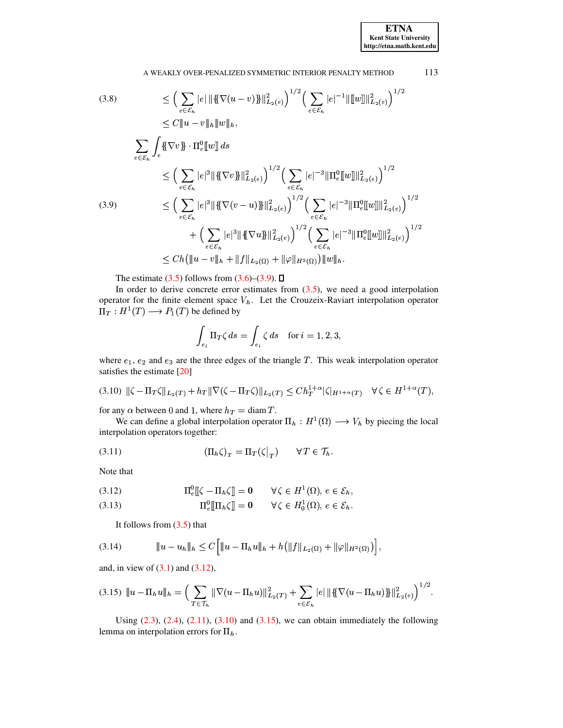$$
\begin{aligned}
(3.8) \qquad & \leq \Big( \sum_{e\in\mathcal{E}_h} |e| \, \|\{\!\{\nabla(u-v)\}\!\}\|_{L_2(e)}^2 \Big)^{1/2} \Big( \sum_{e\in\mathcal{E}_h} |e|^{-1} \|[\![w]\!]\|_{L_2(e)}^2 \Big)^{1/2} \\
& \leq C \|u-v\|_h \|w\|_h,
\end{aligned}
$$

$$
\begin{aligned}
& \sum_{e\in\mathcal{E}_h} \int_e \{\!\{\nabla v\}\!\} \cdot \Pi_e^0 [\![w]\!] \, ds \\
& \quad \leq \Big( \sum_{e\in\mathcal{E}_h} |e|^3 \|\{\!\{\nabla v\}\!\}\|_{L_2(e)}^2 \Big)^{1/2} \Big( \sum_{e\in\mathcal{E}_h} |e|^{-3} \|\Pi_e^0 [\![w]\!]\|_{L_2(e)}^2 \Big)^{1/2} \\
(3.9) \qquad & \quad \leq \Big( \sum_{e\in\mathcal{E}_h} |e|^3 \|\{\!\{\nabla(v-u)\}\!\}\|_{L_2(e)}^2 \Big)^{1/2} \Big( \sum_{e\in\mathcal{E}_h} |e|^{-3} \|\Pi_e^0 [\![w]\!]\|_{L_2(e)}^2 \Big)^{1/2} \\
& \qquad + \Big( \sum_{e\in\mathcal{E}_h} |e|^3 \|\{\!\{\nabla u\}\!\}\|_{L_2(e)}^2 \Big)^{1/2} \Big( \sum_{e\in\mathcal{E}_h} |e|^{-3} \|\Pi_e^0 [\![w]\!]\|_{L_2(e)}^2 \Big)^{1/2} \\
& \quad \leq Ch \big( \|u-v\|_h + \|f\|_{L_2(\Omega)} + \|\varphi\|_{H^2(\Omega)} \big) \|w\|_h.
\end{aligned}
$$

The estimate (3.5) follows from (3.6)–(3.9). ☐

In order to derive concrete error estimates from (3.5), we need a good interpolation operator for the finite element space $V_h$. Let the Crouzeix-Raviart interpolation operator $\Pi_T : H^1(T) \longrightarrow P_1(T)$ be defined by

$$
\int_{e_i} \Pi_T \zeta \, ds = \int_{e_i} \zeta \, ds \quad \text{for } i = 1, 2, 3,
$$

where $e_1$, $e_2$ and $e_3$ are the three edges of the triangle $T$. This weak interpolation operator satisfies the estimate [20]

$$
(3.10) \quad \|\zeta - \Pi_T \zeta\|_{L_2(T)} + h_T \|\nabla(\zeta - \Pi_T \zeta)\|_{L_2(T)} \leq C h_T^{1+\alpha} |\zeta|_{H^{1+\alpha}(T)} \quad \forall\, \zeta \in H^{1+\alpha}(T),
$$

for any $\alpha$ between 0 and 1, where $h_T = \operatorname{diam} T$.

We can define a global interpolation operator $\Pi_h : H^1(\Omega) \longrightarrow V_h$ by piecing the local interpolation operators together:

$$
(3.11) \qquad (\Pi_h \zeta)_T = \Pi_T(\zeta\big|_T) \qquad \forall T \in \mathcal{T}_h.
$$

Note that

$$
(3.12) \qquad \Pi_e^0 [\![\zeta - \Pi_h \zeta]\!] = \mathbf{0} \qquad \forall\, \zeta \in H^1(\Omega),\ e \in \mathcal{E}_h,
$$

$$
(3.13) \qquad \Pi_e^0 [\![\Pi_h \zeta]\!] = \mathbf{0} \qquad \forall\, \zeta \in H_0^1(\Omega),\ e \in \mathcal{E}_h.
$$

It follows from (3.5) that

$$
(3.14) \qquad \|u - u_h\|_h \leq C \Big[ \|u - \Pi_h u\|_h + h \big( \|f\|_{L_2(\Omega)} + \|\varphi\|_{H^2(\Omega)} \big) \Big],
$$

and, in view of (3.1) and (3.12),

$$
(3.15) \quad \|u - \Pi_h u\|_h = \Big( \sum_{T\in\mathcal{T}_h} \|\nabla(u - \Pi_h u)\|_{L_2(T)}^2 + \sum_{e\in\mathcal{E}_h} |e| \, \|\{\!\{\nabla(u - \Pi_h u)\}\!\}\|_{L_2(e)}^2 \Big)^{1/2}.
$$

Using (2.3), (2.4), (2.11), (3.10) and (3.15), we can obtain immediately the following lemma on interpolation errors for $\Pi_h$.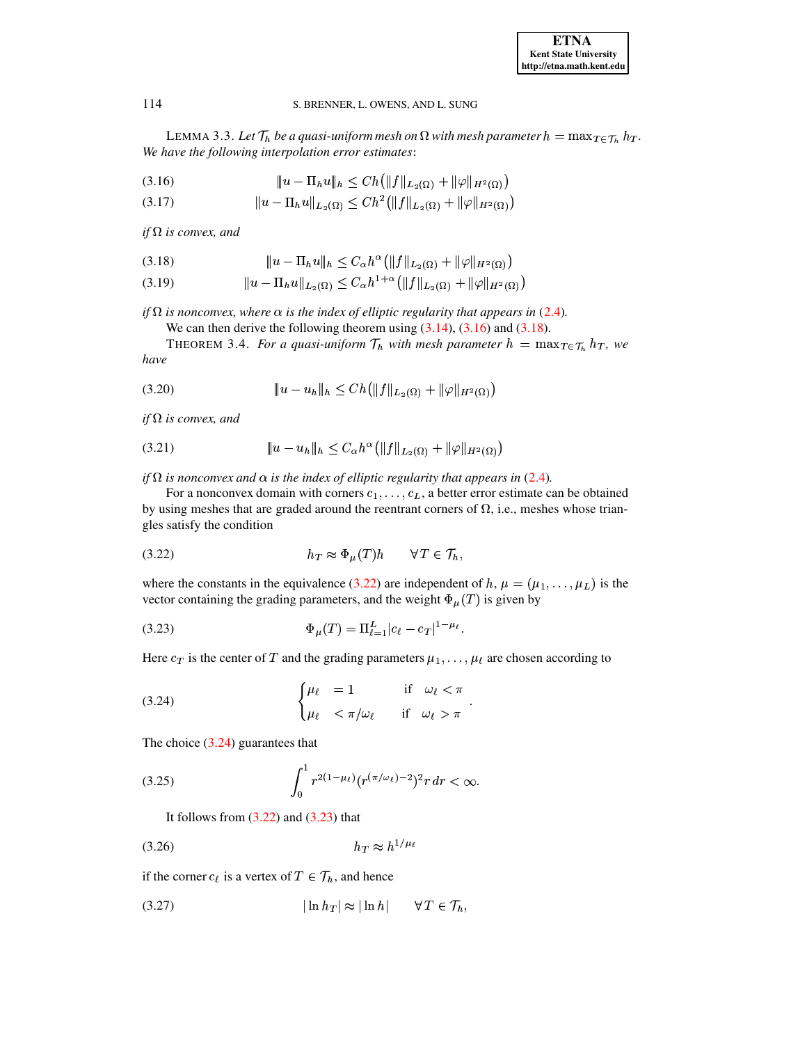LEMMA 3.3. *Let $\mathcal{T}_h$ be a quasi-uniform mesh on $\Omega$ with mesh parameter $h = \max_{T\in\mathcal{T}_h} h_T$. We have the following interpolation error estimates*:

$$\|u - \Pi_h u\|_h \le Ch\big(\|f\|_{L_2(\Omega)} + \|\varphi\|_{H^2(\Omega)}\big) \tag{3.16}$$

$$\|u - \Pi_h u\|_{L_2(\Omega)} \le Ch^2\big(\|f\|_{L_2(\Omega)} + \|\varphi\|_{H^2(\Omega)}\big) \tag{3.17}$$

*if $\Omega$ is convex, and*

$$\|u - \Pi_h u\|_h \le C_\alpha h^\alpha\big(\|f\|_{L_2(\Omega)} + \|\varphi\|_{H^2(\Omega)}\big) \tag{3.18}$$

$$\|u - \Pi_h u\|_{L_2(\Omega)} \le C_\alpha h^{1+\alpha}\big(\|f\|_{L_2(\Omega)} + \|\varphi\|_{H^2(\Omega)}\big) \tag{3.19}$$

*if $\Omega$ is nonconvex, where $\alpha$ is the index of elliptic regularity that appears in* (2.4).

We can then derive the following theorem using (3.14), (3.16) and (3.18).

THEOREM 3.4. *For a quasi-uniform $\mathcal{T}_h$ with mesh parameter $h = \max_{T\in\mathcal{T}_h} h_T$, we have*

$$\|u - u_h\|_h \le Ch\big(\|f\|_{L_2(\Omega)} + \|\varphi\|_{H^2(\Omega)}\big) \tag{3.20}$$

*if $\Omega$ is convex, and*

$$\|u - u_h\|_h \le C_\alpha h^\alpha\big(\|f\|_{L_2(\Omega)} + \|\varphi\|_{H^2(\Omega)}\big) \tag{3.21}$$

*if $\Omega$ is nonconvex and $\alpha$ is the index of elliptic regularity that appears in* (2.4).

For a nonconvex domain with corners $c_1, \ldots, c_L$, a better error estimate can be obtained by using meshes that are graded around the reentrant corners of $\Omega$, i.e., meshes whose triangles satisfy the condition

$$h_T \approx \Phi_\mu(T)h \qquad \forall T \in \mathcal{T}_h, \tag{3.22}$$

where the constants in the equivalence (3.22) are independent of $h$, $\mu = (\mu_1, \ldots, \mu_L)$ is the vector containing the grading parameters, and the weight $\Phi_\mu(T)$ is given by

$$\Phi_\mu(T) = \Pi_{\ell=1}^{L} |c_\ell - c_T|^{1-\mu_\ell}. \tag{3.23}$$

Here $c_T$ is the center of $T$ and the grading parameters $\mu_1, \ldots, \mu_\ell$ are chosen according to

$$\begin{cases} \mu_\ell & = 1 \qquad \text{if} \quad \omega_\ell < \pi \\ \mu_\ell & < \pi/\omega_\ell \qquad \text{if} \quad \omega_\ell > \pi \end{cases}. \tag{3.24}$$

The choice (3.24) guarantees that

$$\int_0^1 r^{2(1-\mu_\ell)}\big(r^{(\pi/\omega_\ell)-2}\big)^2 r\,dr < \infty. \tag{3.25}$$

It follows from (3.22) and (3.23) that

$$h_T \approx h^{1/\mu_\ell} \tag{3.26}$$

if the corner $c_\ell$ is a vertex of $T \in \mathcal{T}_h$, and hence

$$|\ln h_T| \approx |\ln h| \qquad \forall T \in \mathcal{T}_h, \tag{3.27}$$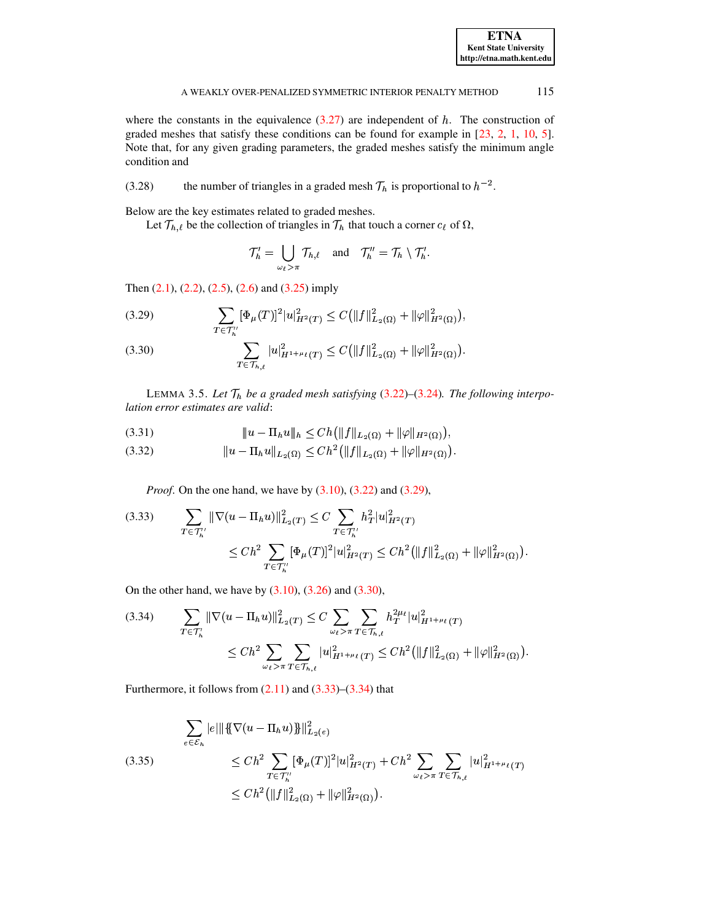where the constants in the equivalence (3.27) are independent of $h$. The construction of graded meshes that satisfy these conditions can be found for example in [23, 2, 1, 10, 5]. Note that, for any given grading parameters, the graded meshes satisfy the minimum angle condition and

$$\text{the number of triangles in a graded mesh } \mathcal{T}_h \text{ is proportional to } h^{-2}. \tag{3.28}$$

Below are the key estimates related to graded meshes.

Let $\mathcal{T}_{h,\ell}$ be the collection of triangles in $\mathcal{T}_h$ that touch a corner $c_\ell$ of $\Omega$,

$$\mathcal{T}_h' = \bigcup_{\omega_\ell > \pi} \mathcal{T}_{h,\ell} \quad \text{and} \quad \mathcal{T}_h'' = \mathcal{T}_h \setminus \mathcal{T}_h'.$$

Then (2.1), (2.2), (2.5), (2.6) and (3.25) imply

$$\sum_{T \in \mathcal{T}_h''} [\Phi_\mu(T)]^2 |u|_{H^2(T)}^2 \leq C\big(\|f\|_{L_2(\Omega)}^2 + \|\varphi\|_{H^2(\Omega)}^2\big), \tag{3.29}$$

$$\sum_{T \in \mathcal{T}_{h,\ell}} |u|_{H^{1+\mu_\ell}(T)}^2 \leq C\big(\|f\|_{L_2(\Omega)}^2 + \|\varphi\|_{H^2(\Omega)}^2\big). \tag{3.30}$$

LEMMA 3.5. *Let $\mathcal{T}_h$ be a graded mesh satisfying (3.22)–(3.24). The following interpolation error estimates are valid*:

$$\|u - \Pi_h u\|_h \leq Ch\big(\|f\|_{L_2(\Omega)} + \|\varphi\|_{H^2(\Omega)}\big), \tag{3.31}$$

$$\|u - \Pi_h u\|_{L_2(\Omega)} \leq Ch^2\big(\|f\|_{L_2(\Omega)} + \|\varphi\|_{H^2(\Omega)}\big). \tag{3.32}$$

*Proof.* On the one hand, we have by (3.10), (3.22) and (3.29),

$$\begin{aligned}\sum_{T \in \mathcal{T}_h''} \|\nabla(u - \Pi_h u)\|_{L_2(T)}^2 &\leq C \sum_{T \in \mathcal{T}_h''} h_T^2 |u|_{H^2(T)}^2 \\ &\leq Ch^2 \sum_{T \in \mathcal{T}_h''} [\Phi_\mu(T)]^2 |u|_{H^2(T)}^2 \leq Ch^2\big(\|f\|_{L_2(\Omega)}^2 + \|\varphi\|_{H^2(\Omega)}^2\big).\end{aligned} \tag{3.33}$$

On the other hand, we have by (3.10), (3.26) and (3.30),

$$\begin{aligned}\sum_{T \in \mathcal{T}_h'} \|\nabla(u - \Pi_h u)\|_{L_2(T)}^2 &\leq C \sum_{\omega_\ell > \pi} \sum_{T \in \mathcal{T}_{h,\ell}} h_T^{2\mu_\ell} |u|_{H^{1+\mu_\ell}(T)}^2 \\ &\leq Ch^2 \sum_{\omega_\ell > \pi} \sum_{T \in \mathcal{T}_{h,\ell}} |u|_{H^{1+\mu_\ell}(T)}^2 \leq Ch^2\big(\|f\|_{L_2(\Omega)}^2 + \|\varphi\|_{H^2(\Omega)}^2\big).\end{aligned} \tag{3.34}$$

Furthermore, it follows from (2.11) and (3.33)–(3.34) that

$$\begin{aligned}&\sum_{e \in \mathcal{E}_h} |e| \|\{\!\{\nabla(u - \Pi_h u)\}\!\}\|_{L_2(e)}^2 \\ &\qquad \leq Ch^2 \sum_{T \in \mathcal{T}_h''} [\Phi_\mu(T)]^2 |u|_{H^2(T)}^2 + Ch^2 \sum_{\omega_\ell > \pi} \sum_{T \in \mathcal{T}_{h,\ell}} |u|_{H^{1+\mu_\ell}(T)}^2 \\ &\qquad \leq Ch^2\big(\|f\|_{L_2(\Omega)}^2 + \|\varphi\|_{H^2(\Omega)}^2\big).\end{aligned} \tag{3.35}$$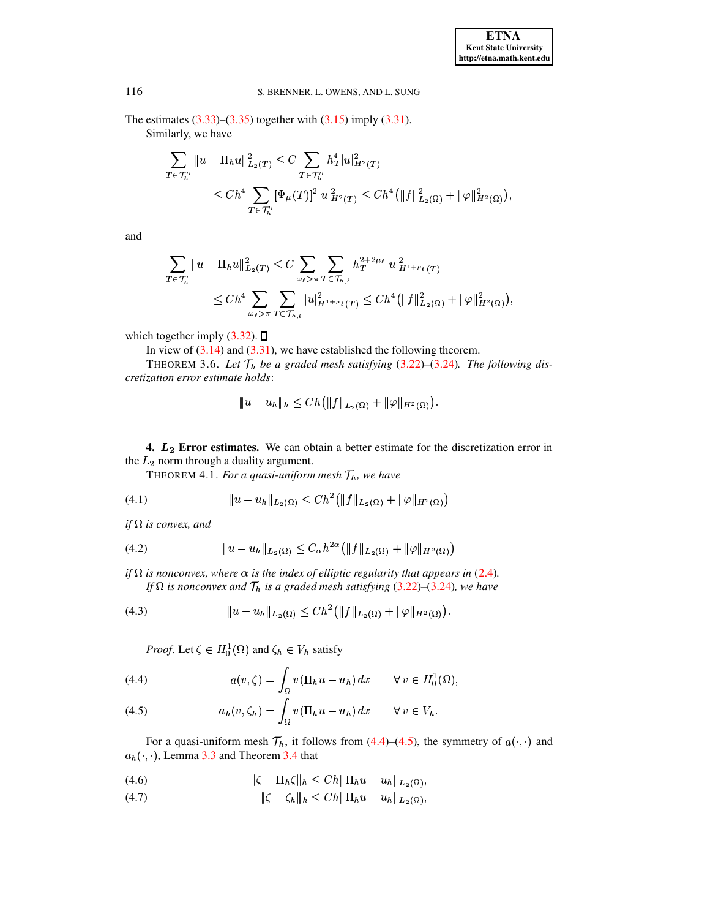The estimates (3.33)–(3.35) together with (3.15) imply (3.31).

Similarly, we have

$$
\begin{aligned}
\sum_{T \in \mathcal{T}_h''} \|u - \Pi_h u\|_{L_2(T)}^2 &\leq C \sum_{T \in \mathcal{T}_h''} h_T^4 |u|_{H^2(T)}^2 \\
&\leq C h^4 \sum_{T \in \mathcal{T}_h''} [\Phi_\mu(T)]^2 |u|_{H^2(T)}^2 \leq C h^4 \big( \|f\|_{L_2(\Omega)}^2 + \|\varphi\|_{H^2(\Omega)}^2 \big),
\end{aligned}
$$

and

$$
\begin{aligned}
\sum_{T \in \mathcal{T}_h'} \|u - \Pi_h u\|_{L_2(T)}^2 &\leq C \sum_{\omega_\ell > \pi} \sum_{T \in \mathcal{T}_{h,\ell}} h_T^{2+2\mu_\ell} |u|_{H^{1+\mu_\ell}(T)}^2 \\
&\leq C h^4 \sum_{\omega_\ell > \pi} \sum_{T \in \mathcal{T}_{h,\ell}} |u|_{H^{1+\mu_\ell}(T)}^2 \leq C h^4 \big( \|f\|_{L_2(\Omega)}^2 + \|\varphi\|_{H^2(\Omega)}^2 \big),
\end{aligned}
$$

which together imply (3.32). ∎

In view of (3.14) and (3.31), we have established the following theorem.

THEOREM 3.6. *Let $\mathcal{T}_h$ be a graded mesh satisfying (3.22)–(3.24). The following discretization error estimate holds*:

$$
\|u - u_h\|_h \leq C h \big( \|f\|_{L_2(\Omega)} + \|\varphi\|_{H^2(\Omega)} \big).
$$

## 4. $L_2$ Error estimates.

We can obtain a better estimate for the discretization error in the $L_2$ norm through a duality argument.

THEOREM 4.1. *For a quasi-uniform mesh $\mathcal{T}_h$, we have*

$$
\|u - u_h\|_{L_2(\Omega)} \leq C h^2 \big( \|f\|_{L_2(\Omega)} + \|\varphi\|_{H^2(\Omega)} \big) \tag{4.1}
$$

*if $\Omega$ is convex, and*

$$
\|u - u_h\|_{L_2(\Omega)} \leq C_\alpha h^{2\alpha} \big( \|f\|_{L_2(\Omega)} + \|\varphi\|_{H^2(\Omega)} \big) \tag{4.2}
$$

*if $\Omega$ is nonconvex, where $\alpha$ is the index of elliptic regularity that appears in (2.4).*

*If $\Omega$ is nonconvex and $\mathcal{T}_h$ is a graded mesh satisfying (3.22)–(3.24), we have*

$$
\|u - u_h\|_{L_2(\Omega)} \leq C h^2 \big( \|f\|_{L_2(\Omega)} + \|\varphi\|_{H^2(\Omega)} \big). \tag{4.3}
$$

*Proof*. Let $\zeta \in H_0^1(\Omega)$ and $\zeta_h \in V_h$ satisfy

$$
a(v, \zeta) = \int_\Omega v (\Pi_h u - u_h) \, dx \qquad \forall \, v \in H_0^1(\Omega), \tag{4.4}
$$

$$
a_h(v, \zeta_h) = \int_\Omega v (\Pi_h u - u_h) \, dx \qquad \forall \, v \in V_h. \tag{4.5}
$$

For a quasi-uniform mesh $\mathcal{T}_h$, it follows from (4.4)–(4.5), the symmetry of $a(\cdot,\cdot)$ and $a_h(\cdot,\cdot)$, Lemma 3.3 and Theorem 3.4 that

$$
\|\zeta - \Pi_h \zeta\|_h \leq C h \|\Pi_h u - u_h\|_{L_2(\Omega)}, \tag{4.6}
$$

$$
\|\zeta - \zeta_h\|_h \leq C h \|\Pi_h u - u_h\|_{L_2(\Omega)}, \tag{4.7}
$$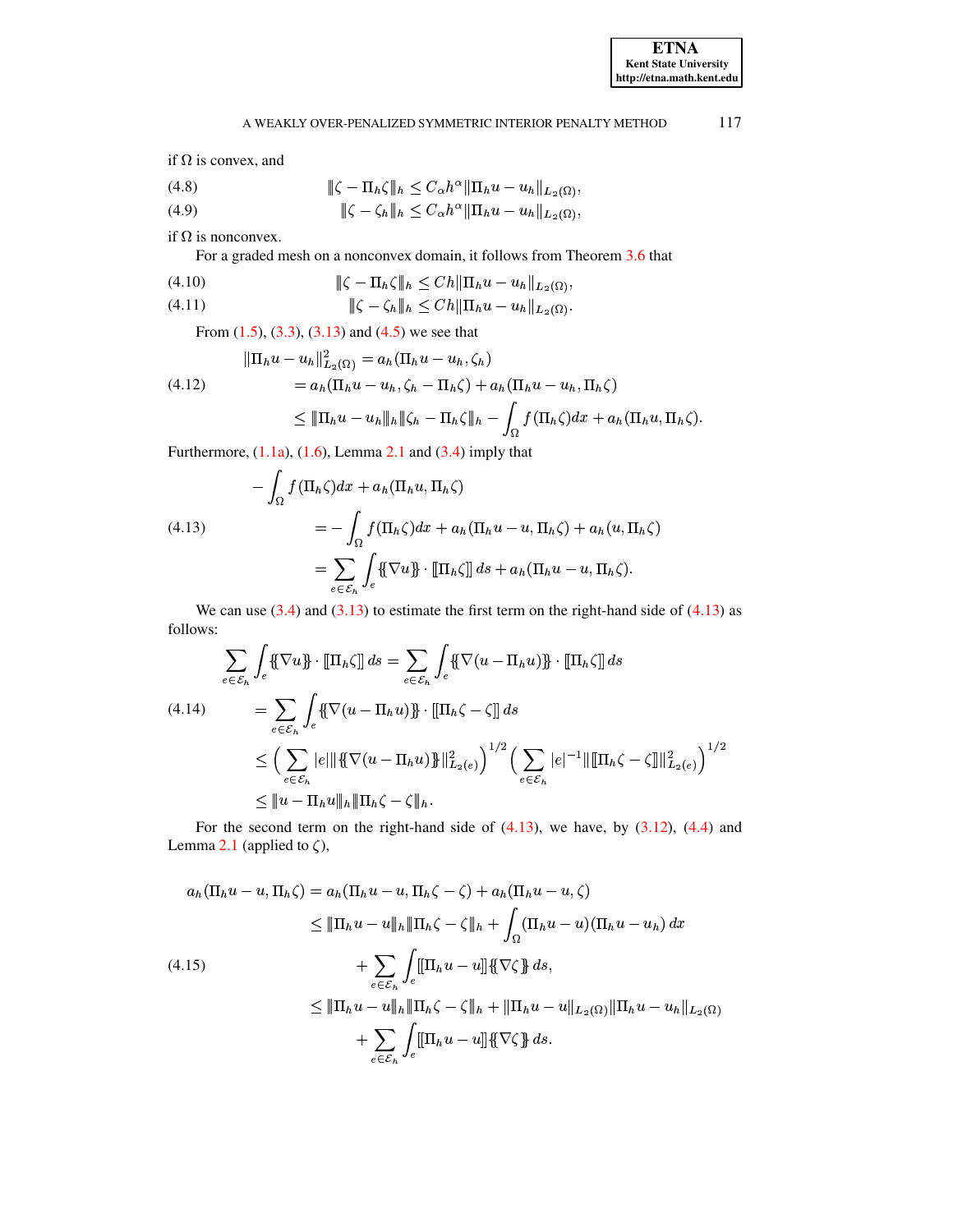if $\Omega$ is convex, and

$$\|\zeta - \Pi_h \zeta\|_h \le C_\alpha h^\alpha \|\Pi_h u - u_h\|_{L_2(\Omega)}, \tag{4.8}$$

$$\|\zeta - \zeta_h\|_h \le C_\alpha h^\alpha \|\Pi_h u - u_h\|_{L_2(\Omega)}, \tag{4.9}$$

if $\Omega$ is nonconvex.

For a graded mesh on a nonconvex domain, it follows from Theorem 3.6 that

$$\|\zeta - \Pi_h \zeta\|_h \le Ch \|\Pi_h u - u_h\|_{L_2(\Omega)}, \tag{4.10}$$

$$\|\zeta - \zeta_h\|_h \le Ch \|\Pi_h u - u_h\|_{L_2(\Omega)}. \tag{4.11}$$

From (1.5), (3.3), (3.13) and (4.5) we see that

$$\begin{aligned}
\|\Pi_h u - u_h\|_{L_2(\Omega)}^2 &= a_h(\Pi_h u - u_h, \zeta_h) \\
&= a_h(\Pi_h u - u_h, \zeta_h - \Pi_h \zeta) + a_h(\Pi_h u - u_h, \Pi_h \zeta) \\
&\le \|\Pi_h u - u_h\|_h \|\zeta_h - \Pi_h \zeta\|_h - \int_\Omega f(\Pi_h \zeta)dx + a_h(\Pi_h u, \Pi_h \zeta).
\end{aligned} \tag{4.12}$$

Furthermore, (1.1a), (1.6), Lemma 2.1 and (3.4) imply that

$$\begin{aligned}
&- \int_\Omega f(\Pi_h \zeta)dx + a_h(\Pi_h u, \Pi_h \zeta) \\
&\qquad = - \int_\Omega f(\Pi_h \zeta)dx + a_h(\Pi_h u - u, \Pi_h \zeta) + a_h(u, \Pi_h \zeta) \\
&\qquad = \sum_{e \in \mathcal{E}_h} \int_e \{\!\{\nabla u\}\!\} \cdot [\![\Pi_h \zeta]\!] \, ds + a_h(\Pi_h u - u, \Pi_h \zeta).
\end{aligned} \tag{4.13}$$

We can use (3.4) and (3.13) to estimate the first term on the right-hand side of (4.13) as follows:

$$\begin{aligned}
\sum_{e \in \mathcal{E}_h} \int_e \{\!\{\nabla u\}\!\} \cdot [\![\Pi_h \zeta]\!] \, ds &= \sum_{e \in \mathcal{E}_h} \int_e \{\!\{\nabla (u - \Pi_h u)\}\!\} \cdot [\![\Pi_h \zeta]\!] \, ds \\
&= \sum_{e \in \mathcal{E}_h} \int_e \{\!\{\nabla (u - \Pi_h u)\}\!\} \cdot [\![\Pi_h \zeta - \zeta]\!] \, ds \\
&\le \Big( \sum_{e \in \mathcal{E}_h} |e| \|\{\!\{\nabla (u - \Pi_h u)\}\!\}\|_{L_2(e)}^2 \Big)^{1/2} \Big( \sum_{e \in \mathcal{E}_h} |e|^{-1} \|[\![\Pi_h \zeta - \zeta]\!]\|_{L_2(e)}^2 \Big)^{1/2} \\
&\le \|u - \Pi_h u\|_h \|\Pi_h \zeta - \zeta\|_h.
\end{aligned} \tag{4.14}$$

For the second term on the right-hand side of (4.13), we have, by (3.12), (4.4) and Lemma 2.1 (applied to $\zeta$),

$$\begin{aligned}
a_h(\Pi_h u - u, \Pi_h \zeta) &= a_h(\Pi_h u - u, \Pi_h \zeta - \zeta) + a_h(\Pi_h u - u, \zeta) \\
&\le \|\Pi_h u - u\|_h \|\Pi_h \zeta - \zeta\|_h + \int_\Omega (\Pi_h u - u)(\Pi_h u - u_h) \, dx \\
&\qquad + \sum_{e \in \mathcal{E}_h} \int_e [\![\Pi_h u - u]\!] \{\!\{\nabla \zeta\}\!\} \, ds, \\
&\le \|\Pi_h u - u\|_h \|\Pi_h \zeta - \zeta\|_h + \|\Pi_h u - u\|_{L_2(\Omega)} \|\Pi_h u - u_h\|_{L_2(\Omega)} \\
&\qquad + \sum_{e \in \mathcal{E}_h} \int_e [\![\Pi_h u - u]\!] \{\!\{\nabla \zeta\}\!\} \, ds.
\end{aligned} \tag{4.15}$$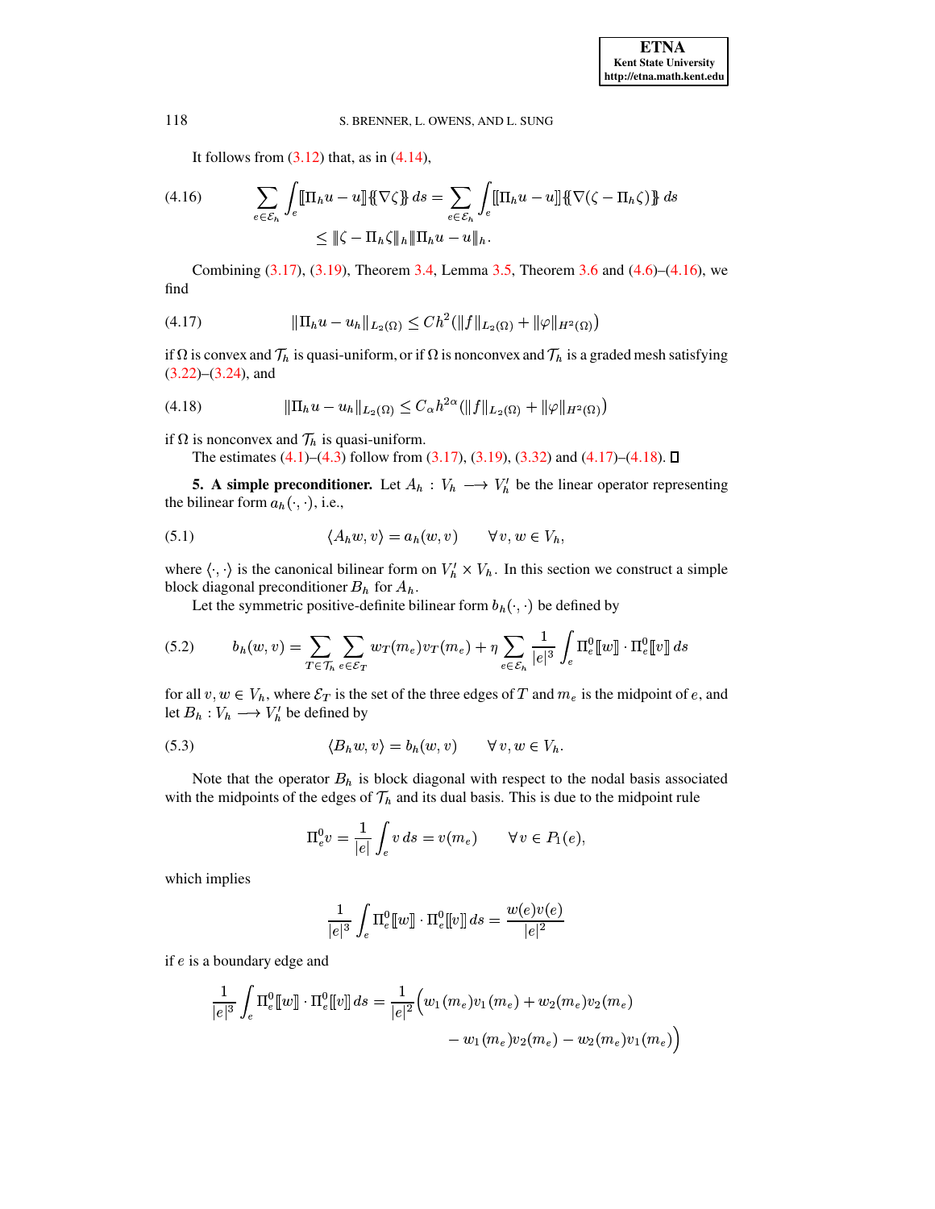It follows from (3.12) that, as in (4.14),

$$\sum_{e\in\mathcal{E}_h}\int_e [\![\Pi_h u - u]\!]\{\!\{\nabla\zeta\}\!\}\,ds = \sum_{e\in\mathcal{E}_h}\int_e [\![\Pi_h u - u]\!]\{\!\{\nabla(\zeta-\Pi_h\zeta)\}\!\}\,ds \tag{4.16}$$
$$\leq \|\zeta-\Pi_h\zeta\|_h \|\Pi_h u - u\|_h.$$

Combining (3.17), (3.19), Theorem 3.4, Lemma 3.5, Theorem 3.6 and (4.6)–(4.16), we find

$$\|\Pi_h u - u_h\|_{L_2(\Omega)} \leq C h^2\big(\|f\|_{L_2(\Omega)} + \|\varphi\|_{H^2(\Omega)}\big) \tag{4.17}$$

if $\Omega$ is convex and $\mathcal{T}_h$ is quasi-uniform, or if $\Omega$ is nonconvex and $\mathcal{T}_h$ is a graded mesh satisfying (3.22)–(3.24), and

$$\|\Pi_h u - u_h\|_{L_2(\Omega)} \leq C_\alpha h^{2\alpha}\big(\|f\|_{L_2(\Omega)} + \|\varphi\|_{H^2(\Omega)}\big) \tag{4.18}$$

if $\Omega$ is nonconvex and $\mathcal{T}_h$ is quasi-uniform.

The estimates (4.1)–(4.3) follow from (3.17), (3.19), (3.32) and (4.17)–(4.18). ☐

**5. A simple preconditioner.** Let $A_h : V_h \longrightarrow V_h'$ be the linear operator representing the bilinear form $a_h(\cdot,\cdot)$, i.e.,

$$\langle A_h w, v\rangle = a_h(w,v) \qquad \forall\, v, w \in V_h, \tag{5.1}$$

where $\langle\cdot,\cdot\rangle$ is the canonical bilinear form on $V_h' \times V_h$. In this section we construct a simple block diagonal preconditioner $B_h$ for $A_h$.

Let the symmetric positive-definite bilinear form $b_h(\cdot,\cdot)$ be defined by

$$b_h(w,v) = \sum_{T\in\mathcal{T}_h}\sum_{e\in\mathcal{E}_T} w_T(m_e)v_T(m_e) + \eta\sum_{e\in\mathcal{E}_h}\frac{1}{|e|^3}\int_e \Pi_e^0[\![w]\!]\cdot\Pi_e^0[\![v]\!]\,ds \tag{5.2}$$

for all $v, w \in V_h$, where $\mathcal{E}_T$ is the set of the three edges of $T$ and $m_e$ is the midpoint of $e$, and let $B_h : V_h \longrightarrow V_h'$ be defined by

$$\langle B_h w, v\rangle = b_h(w,v) \qquad \forall\, v, w \in V_h. \tag{5.3}$$

Note that the operator $B_h$ is block diagonal with respect to the nodal basis associated with the midpoints of the edges of $\mathcal{T}_h$ and its dual basis. This is due to the midpoint rule

$$\Pi_e^0 v = \frac{1}{|e|}\int_e v\,ds = v(m_e) \qquad \forall\, v \in P_1(e),$$

which implies

$$\frac{1}{|e|^3}\int_e \Pi_e^0[\![w]\!]\cdot\Pi_e^0[\![v]\!]\,ds = \frac{w(e)v(e)}{|e|^2}$$

if $e$ is a boundary edge and

$$\frac{1}{|e|^3}\int_e \Pi_e^0[\![w]\!]\cdot\Pi_e^0[\![v]\!]\,ds = \frac{1}{|e|^2}\Big(w_1(m_e)v_1(m_e) + w_2(m_e)v_2(m_e)$$
$$- w_1(m_e)v_2(m_e) - w_2(m_e)v_1(m_e)\Big)$$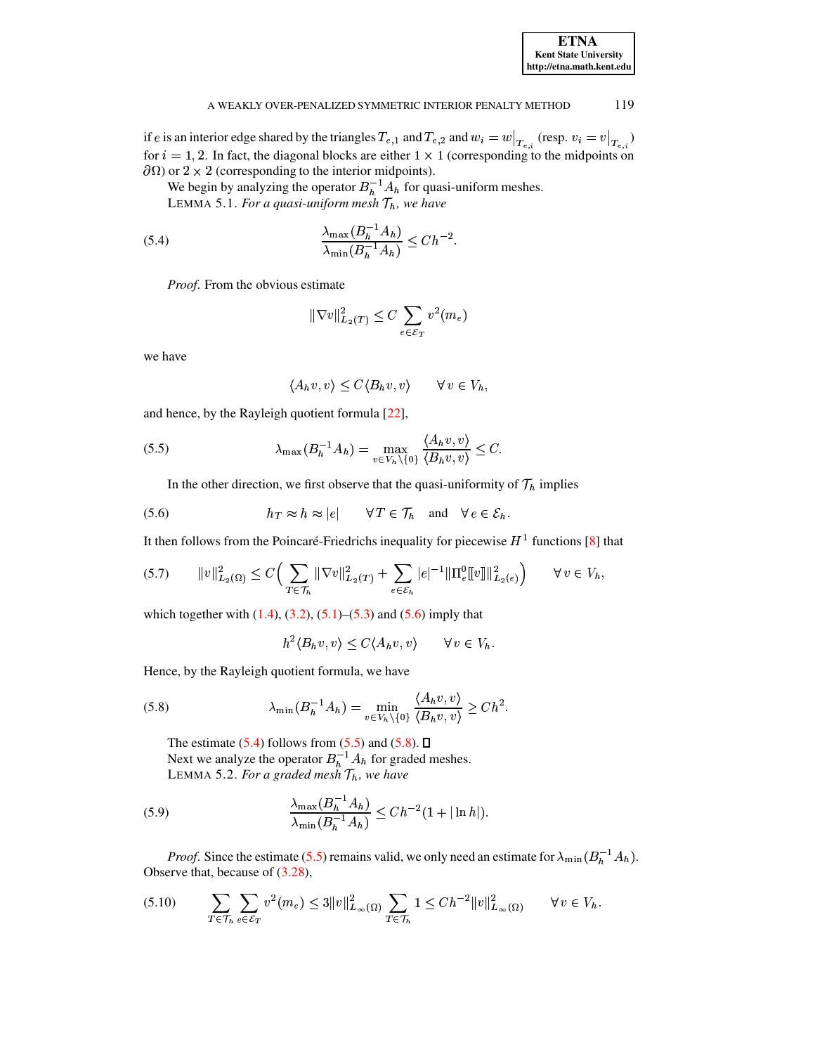if $e$ is an interior edge shared by the triangles $T_{e,1}$ and $T_{e,2}$ and $w_i = w\big|_{T_{e,i}}$ (resp. $v_i = v\big|_{T_{e,i}}$) for $i = 1, 2$. In fact, the diagonal blocks are either $1 \times 1$ (corresponding to the midpoints on $\partial\Omega$) or $2 \times 2$ (corresponding to the interior midpoints).

We begin by analyzing the operator $B_h^{-1} A_h$ for quasi-uniform meshes.

LEMMA 5.1. *For a quasi-uniform mesh $\mathcal{T}_h$, we have*

$$\frac{\lambda_{\max}(B_h^{-1} A_h)}{\lambda_{\min}(B_h^{-1} A_h)} \leq C h^{-2}. \tag{5.4}$$

*Proof.* From the obvious estimate

$$\|\nabla v\|_{L_2(T)}^2 \leq C \sum_{e \in \mathcal{E}_T} v^2(m_e)$$

we have

$$\langle A_h v, v\rangle \leq C \langle B_h v, v\rangle \qquad \forall\, v \in V_h,$$

and hence, by the Rayleigh quotient formula [22],

$$\lambda_{\max}(B_h^{-1} A_h) = \max_{v \in V_h \setminus \{0\}} \frac{\langle A_h v, v\rangle}{\langle B_h v, v\rangle} \leq C. \tag{5.5}$$

In the other direction, we first observe that the quasi-uniformity of $\mathcal{T}_h$ implies

$$h_T \approx h \approx |e| \qquad \forall\, T \in \mathcal{T}_h \quad \text{and} \quad \forall\, e \in \mathcal{E}_h. \tag{5.6}$$

It then follows from the Poincaré-Friedrichs inequality for piecewise $H^1$ functions [8] that

$$\|v\|_{L_2(\Omega)}^2 \leq C\Big( \sum_{T \in \mathcal{T}_h} \|\nabla v\|_{L_2(T)}^2 + \sum_{e \in \mathcal{E}_h} |e|^{-1} \|\Pi_e^0 [\![v]\!]\|_{L_2(e)}^2 \Big) \qquad \forall\, v \in V_h, \tag{5.7}$$

which together with (1.4), (3.2), (5.1)–(5.3) and (5.6) imply that

$$h^2 \langle B_h v, v\rangle \leq C \langle A_h v, v\rangle \qquad \forall\, v \in V_h.$$

Hence, by the Rayleigh quotient formula, we have

$$\lambda_{\min}(B_h^{-1} A_h) = \min_{v \in V_h \setminus \{0\}} \frac{\langle A_h v, v\rangle}{\langle B_h v, v\rangle} \geq C h^2. \tag{5.8}$$

The estimate (5.4) follows from (5.5) and (5.8). ∎

Next we analyze the operator $B_h^{-1} A_h$ for graded meshes.

LEMMA 5.2. *For a graded mesh $\mathcal{T}_h$, we have*

$$\frac{\lambda_{\max}(B_h^{-1} A_h)}{\lambda_{\min}(B_h^{-1} A_h)} \leq C h^{-2} (1 + |\ln h|). \tag{5.9}$$

*Proof.* Since the estimate (5.5) remains valid, we only need an estimate for $\lambda_{\min}(B_h^{-1} A_h)$. Observe that, because of (3.28),

$$\sum_{T \in \mathcal{T}_h} \sum_{e \in \mathcal{E}_T} v^2(m_e) \leq 3 \|v\|_{L_\infty(\Omega)}^2 \sum_{T \in \mathcal{T}_h} 1 \leq C h^{-2} \|v\|_{L_\infty(\Omega)}^2 \qquad \forall\, v \in V_h. \tag{5.10}$$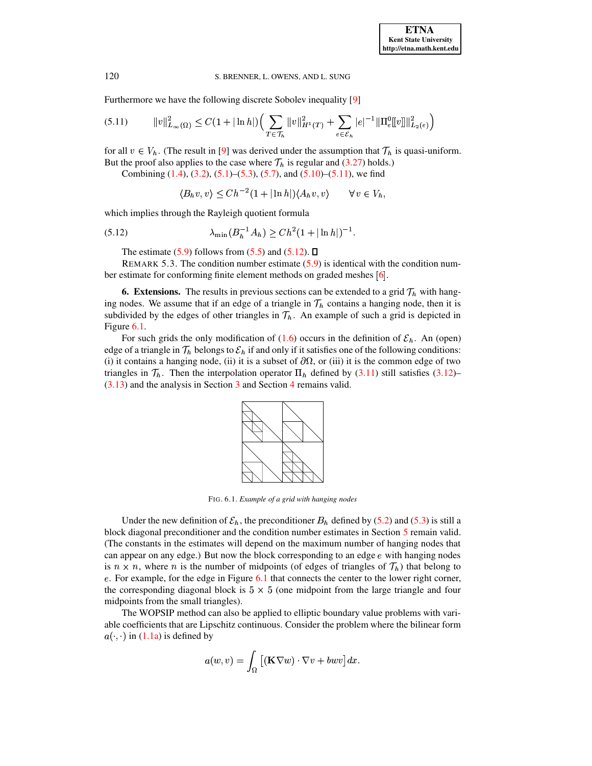Furthermore we have the following discrete Sobolev inequality [9]

$$\|v\|_{L_\infty(\Omega)}^2 \leq C(1+|\ln h|)\Big(\sum_{T\in\mathcal{T}_h}\|v\|_{H^1(T)}^2 + \sum_{e\in\mathcal{E}_h}|e|^{-1}\|\Pi_e^0[\![v]\!]\|_{L_2(e)}^2\Big) \tag{5.11}$$

for all $v \in V_h$. (The result in [9] was derived under the assumption that $\mathcal{T}_h$ is quasi-uniform. But the proof also applies to the case where $\mathcal{T}_h$ is regular and (3.27) holds.)

Combining (1.4), (3.2), (5.1)–(5.3), (5.7), and (5.10)–(5.11), we find

$$\langle B_h v, v\rangle \leq Ch^{-2}(1+|\ln h|)\langle A_h v, v\rangle \qquad \forall\, v \in V_h,$$

which implies through the Rayleigh quotient formula

$$\lambda_{\min}(B_h^{-1}A_h) \geq Ch^2(1+|\ln h|)^{-1}. \tag{5.12}$$

The estimate (5.9) follows from (5.5) and (5.12). ☐

REMARK 5.3. The condition number estimate (5.9) is identical with the condition number estimate for conforming finite element methods on graded meshes [6].

**6. Extensions.** The results in previous sections can be extended to a grid $\mathcal{T}_h$ with hanging nodes. We assume that if an edge of a triangle in $\mathcal{T}_h$ contains a hanging node, then it is subdivided by the edges of other triangles in $\mathcal{T}_h$. An example of such a grid is depicted in Figure 6.1.

For such grids the only modification of (1.6) occurs in the definition of $\mathcal{E}_h$. An (open) edge of a triangle in $\mathcal{T}_h$ belongs to $\mathcal{E}_h$ if and only if it satisfies one of the following conditions: (i) it contains a hanging node, (ii) it is a subset of $\partial\Omega$, or (iii) it is the common edge of two triangles in $\mathcal{T}_h$. Then the interpolation operator $\Pi_h$ defined by (3.11) still satisfies (3.12)–(3.13) and the analysis in Section 3 and Section 4 remains valid.

FIG. 6.1. *Example of a grid with hanging nodes*

Under the new definition of $\mathcal{E}_h$, the preconditioner $B_h$ defined by (5.2) and (5.3) is still a block diagonal preconditioner and the condition number estimates in Section 5 remain valid. (The constants in the estimates will depend on the maximum number of hanging nodes that can appear on any edge.) But now the block corresponding to an edge $e$ with hanging nodes is $n \times n$, where $n$ is the number of midpoints (of edges of triangles of $\mathcal{T}_h$) that belong to $e$. For example, for the edge in Figure 6.1 that connects the center to the lower right corner, the corresponding diagonal block is $5 \times 5$ (one midpoint from the large triangle and four midpoints from the small triangles).

The WOPSIP method can also be applied to elliptic boundary value problems with variable coefficients that are Lipschitz continuous. Consider the problem where the bilinear form $a(\cdot,\cdot)$ in (1.1a) is defined by

$$a(w,v) = \int_\Omega \big[(\mathbf{K}\nabla w)\cdot\nabla v + bwv\big]\,dx.$$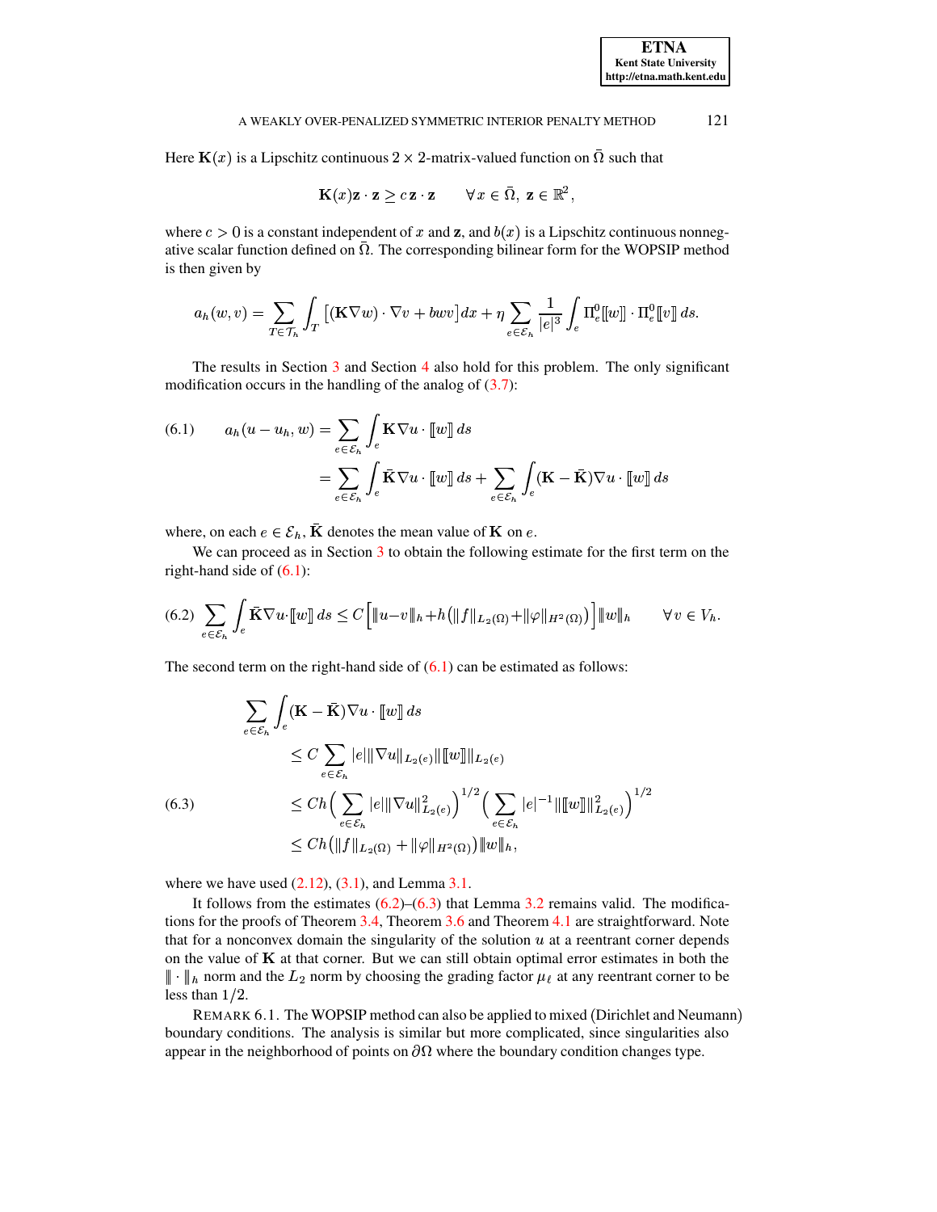Here $\mathbf{K}(x)$ is a Lipschitz continuous $2 \times 2$-matrix-valued function on $\bar{\Omega}$ such that

$$\mathbf{K}(x)\mathbf{z} \cdot \mathbf{z} \geq c\, \mathbf{z} \cdot \mathbf{z} \qquad \forall x \in \bar{\Omega},\ \mathbf{z} \in \mathbb{R}^2,$$

where $c > 0$ is a constant independent of $x$ and $\mathbf{z}$, and $b(x)$ is a Lipschitz continuous nonnegative scalar function defined on $\bar{\Omega}$. The corresponding bilinear form for the WOPSIP method is then given by

$$a_h(w, v) = \sum_{T \in \mathcal{T}_h} \int_T \left[(\mathbf{K}\nabla w) \cdot \nabla v + bwv\right] dx + \eta \sum_{e \in \mathcal{E}_h} \frac{1}{|e|^3} \int_e \Pi_e^0 [\![w]\!] \cdot \Pi_e^0 [\![v]\!]\, ds.$$

The results in Section 3 and Section 4 also hold for this problem. The only significant modification occurs in the handling of the analog of (3.7):

$$\begin{aligned} \text{(6.1)} \qquad a_h(u - u_h, w) &= \sum_{e \in \mathcal{E}_h} \int_e \mathbf{K}\nabla u \cdot [\![w]\!]\, ds \\ &= \sum_{e \in \mathcal{E}_h} \int_e \bar{\mathbf{K}}\nabla u \cdot [\![w]\!]\, ds + \sum_{e \in \mathcal{E}_h} \int_e (\mathbf{K} - \bar{\mathbf{K}})\nabla u \cdot [\![w]\!]\, ds \end{aligned}$$

where, on each $e \in \mathcal{E}_h$, $\bar{\mathbf{K}}$ denotes the mean value of $\mathbf{K}$ on $e$.

We can proceed as in Section 3 to obtain the following estimate for the first term on the right-hand side of (6.1):

$$\text{(6.2)} \quad \sum_{e \in \mathcal{E}_h} \int_e \bar{\mathbf{K}}\nabla u \cdot [\![w]\!]\, ds \leq C\Big[\|u - v\|_h + h\big(\|f\|_{L_2(\Omega)} + \|\varphi\|_{H^2(\Omega)}\big)\Big]\|w\|_h \qquad \forall v \in V_h.$$

The second term on the right-hand side of (6.1) can be estimated as follows:

$$\begin{aligned} &\sum_{e \in \mathcal{E}_h} \int_e (\mathbf{K} - \bar{\mathbf{K}})\nabla u \cdot [\![w]\!]\, ds \\ &\qquad \leq C \sum_{e \in \mathcal{E}_h} |e| \|\nabla u\|_{L_2(e)} \|[\![w]\!]\|_{L_2(e)} \\ \text{(6.3)} \qquad &\qquad \leq Ch\Big(\sum_{e \in \mathcal{E}_h} |e| \|\nabla u\|^2_{L_2(e)}\Big)^{1/2} \Big(\sum_{e \in \mathcal{E}_h} |e|^{-1} \|[\![w]\!]\|^2_{L_2(e)}\Big)^{1/2} \\ &\qquad \leq Ch\big(\|f\|_{L_2(\Omega)} + \|\varphi\|_{H^2(\Omega)}\big)\|w\|_h, \end{aligned}$$

where we have used (2.12), (3.1), and Lemma 3.1.

It follows from the estimates (6.2)–(6.3) that Lemma 3.2 remains valid. The modifications for the proofs of Theorem 3.4, Theorem 3.6 and Theorem 4.1 are straightforward. Note that for a nonconvex domain the singularity of the solution $u$ at a reentrant corner depends on the value of $\mathbf{K}$ at that corner. But we can still obtain optimal error estimates in both the $\|\cdot\|_h$ norm and the $L_2$ norm by choosing the grading factor $\mu_\ell$ at any reentrant corner to be less than $1/2$.

REMARK 6.1. The WOPSIP method can also be applied to mixed (Dirichlet and Neumann) boundary conditions. The analysis is similar but more complicated, since singularities also appear in the neighborhood of points on $\partial\Omega$ where the boundary condition changes type.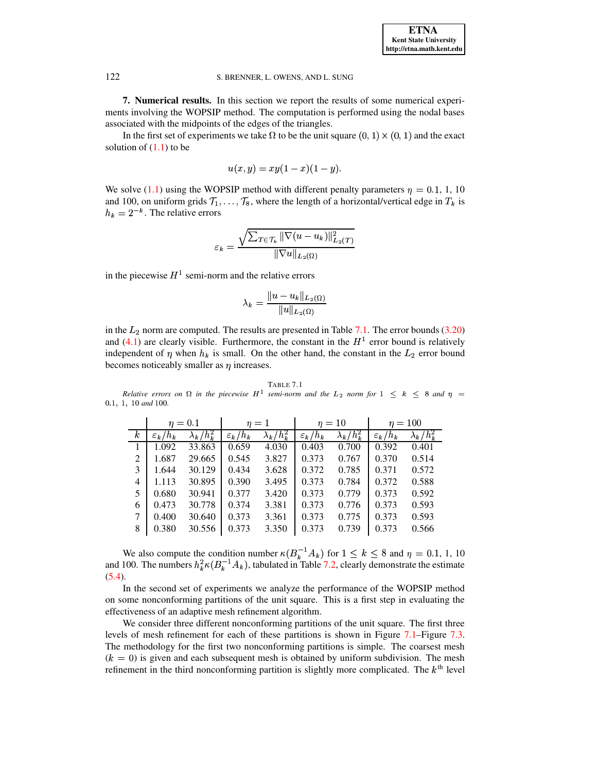**7. Numerical results.** In this section we report the results of some numerical experiments involving the WOPSIP method. The computation is performed using the nodal bases associated with the midpoints of the edges of the triangles.

In the first set of experiments we take $\Omega$ to be the unit square $(0,1)\times(0,1)$ and the exact solution of (1.1) to be

$$u(x,y) = xy(1-x)(1-y).$$

We solve (1.1) using the WOPSIP method with different penalty parameters $\eta = 0.1,\ 1,\ 10$ and 100, on uniform grids $\mathcal{T}_1,\ldots,\mathcal{T}_8$, where the length of a horizontal/vertical edge in $T_k$ is $h_k = 2^{-k}$. The relative errors

$$\varepsilon_k = \frac{\sqrt{\sum_{T\in\mathcal{T}_k}\|\nabla(u-u_k)\|^2_{L_2(T)}}}{\|\nabla u\|_{L_2(\Omega)}}$$

in the piecewise $H^1$ semi-norm and the relative errors

$$\lambda_k = \frac{\|u-u_k\|_{L_2(\Omega)}}{\|u\|_{L_2(\Omega)}}$$

in the $L_2$ norm are computed. The results are presented in Table 7.1. The error bounds (3.20) and (4.1) are clearly visible. Furthermore, the constant in the $H^1$ error bound is relatively independent of $\eta$ when $h_k$ is small. On the other hand, the constant in the $L_2$ error bound becomes noticeably smaller as $\eta$ increases.

TABLE 7.1
*Relative errors on $\Omega$ in the piecewise $H^1$ semi-norm and the $L_2$ norm for $1 \le k \le 8$ and $\eta = 0.1,\ 1,\ 10$ and 100.*

| | $\eta = 0.1$ | | $\eta = 1$ | | $\eta = 10$ | | $\eta = 100$ | |
|---|---|---|---|---|---|---|---|---|
| $k$ | $\varepsilon_k/h_k$ | $\lambda_k/h_k^2$ | $\varepsilon_k/h_k$ | $\lambda_k/h_k^2$ | $\varepsilon_k/h_k$ | $\lambda_k/h_k^2$ | $\varepsilon_k/h_k$ | $\lambda_k/h_k^2$ |
| 1 | 1.092 | 33.863 | 0.659 | 4.030 | 0.403 | 0.700 | 0.392 | 0.401 |
| 2 | 1.687 | 29.665 | 0.545 | 3.827 | 0.373 | 0.767 | 0.370 | 0.514 |
| 3 | 1.644 | 30.129 | 0.434 | 3.628 | 0.372 | 0.785 | 0.371 | 0.572 |
| 4 | 1.113 | 30.895 | 0.390 | 3.495 | 0.373 | 0.784 | 0.372 | 0.588 |
| 5 | 0.680 | 30.941 | 0.377 | 3.420 | 0.373 | 0.779 | 0.373 | 0.592 |
| 6 | 0.473 | 30.778 | 0.374 | 3.381 | 0.373 | 0.776 | 0.373 | 0.593 |
| 7 | 0.400 | 30.640 | 0.373 | 3.361 | 0.373 | 0.775 | 0.373 | 0.593 |
| 8 | 0.380 | 30.556 | 0.373 | 3.350 | 0.373 | 0.739 | 0.373 | 0.566 |

We also compute the condition number $\kappa(B_k^{-1}A_k)$ for $1 \le k \le 8$ and $\eta = 0.1,\ 1,\ 10$ and 100. The numbers $h_k^2\kappa(B_k^{-1}A_k)$, tabulated in Table 7.2, clearly demonstrate the estimate (5.4).

In the second set of experiments we analyze the performance of the WOPSIP method on some nonconforming partitions of the unit square. This is a first step in evaluating the effectiveness of an adaptive mesh refinement algorithm.

We consider three different nonconforming partitions of the unit square. The first three levels of mesh refinement for each of these partitions is shown in Figure 7.1–Figure 7.3. The methodology for the first two nonconforming partitions is simple. The coarsest mesh ($k = 0$) is given and each subsequent mesh is obtained by uniform subdivision. The mesh refinement in the third nonconforming partition is slightly more complicated. The $k^{\text{th}}$ level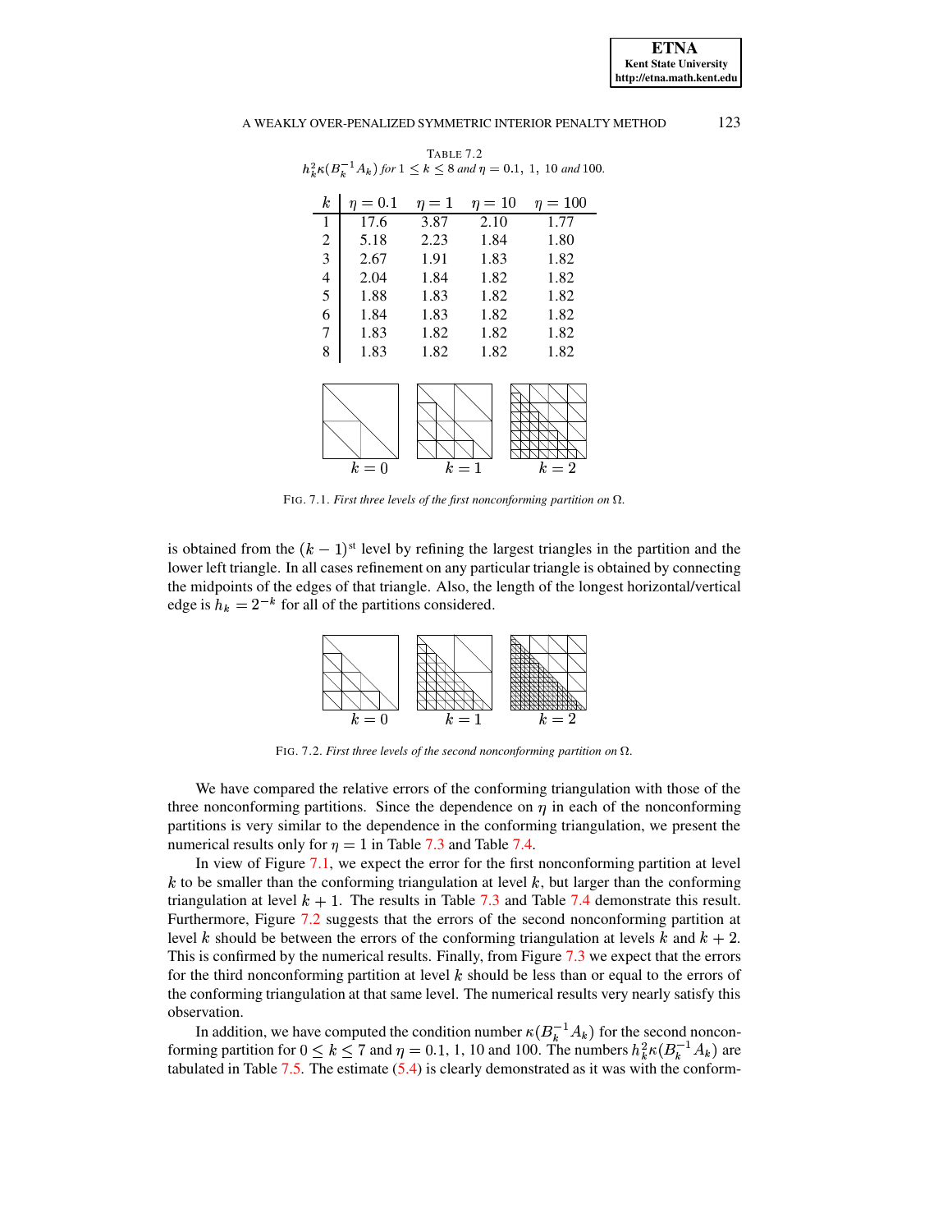TABLE 7.2
$h_k^2\kappa(B_k^{-1}A_k)$ *for* $1 \le k \le 8$ *and* $\eta = 0.1,\ 1,\ 10$ *and* 100.

| $k$ | $\eta = 0.1$ | $\eta = 1$ | $\eta = 10$ | $\eta = 100$ |
|---|---|---|---|---|
| 1 | 17.6 | 3.87 | 2.10 | 1.77 |
| 2 | 5.18 | 2.23 | 1.84 | 1.80 |
| 3 | 2.67 | 1.91 | 1.83 | 1.82 |
| 4 | 2.04 | 1.84 | 1.82 | 1.82 |
| 5 | 1.88 | 1.83 | 1.82 | 1.82 |
| 6 | 1.84 | 1.83 | 1.82 | 1.82 |
| 7 | 1.83 | 1.82 | 1.82 | 1.82 |
| 8 | 1.83 | 1.82 | 1.82 | 1.82 |

FIG. 7.1. *First three levels of the first nonconforming partition on* $\Omega$.

is obtained from the $(k-1)^{\text{st}}$ level by refining the largest triangles in the partition and the lower left triangle. In all cases refinement on any particular triangle is obtained by connecting the midpoints of the edges of that triangle. Also, the length of the longest horizontal/vertical edge is $h_k = 2^{-k}$ for all of the partitions considered.

FIG. 7.2. *First three levels of the second nonconforming partition on* $\Omega$.

We have compared the relative errors of the conforming triangulation with those of the three nonconforming partitions. Since the dependence on $\eta$ in each of the nonconforming partitions is very similar to the dependence in the conforming triangulation, we present the numerical results only for $\eta = 1$ in Table 7.3 and Table 7.4.

In view of Figure 7.1, we expect the error for the first nonconforming partition at level $k$ to be smaller than the conforming triangulation at level $k$, but larger than the conforming triangulation at level $k+1$. The results in Table 7.3 and Table 7.4 demonstrate this result. Furthermore, Figure 7.2 suggests that the errors of the second nonconforming partition at level $k$ should be between the errors of the conforming triangulation at levels $k$ and $k+2$. This is confirmed by the numerical results. Finally, from Figure 7.3 we expect that the errors for the third nonconforming partition at level $k$ should be less than or equal to the errors of the conforming triangulation at that same level. The numerical results very nearly satisfy this observation.

In addition, we have computed the condition number $\kappa(B_k^{-1}A_k)$ for the second nonconforming partition for $0 \le k \le 7$ and $\eta = 0.1$, 1, 10 and 100. The numbers $h_k^2\kappa(B_k^{-1}A_k)$ are tabulated in Table 7.5. The estimate (5.4) is clearly demonstrated as it was with the conform-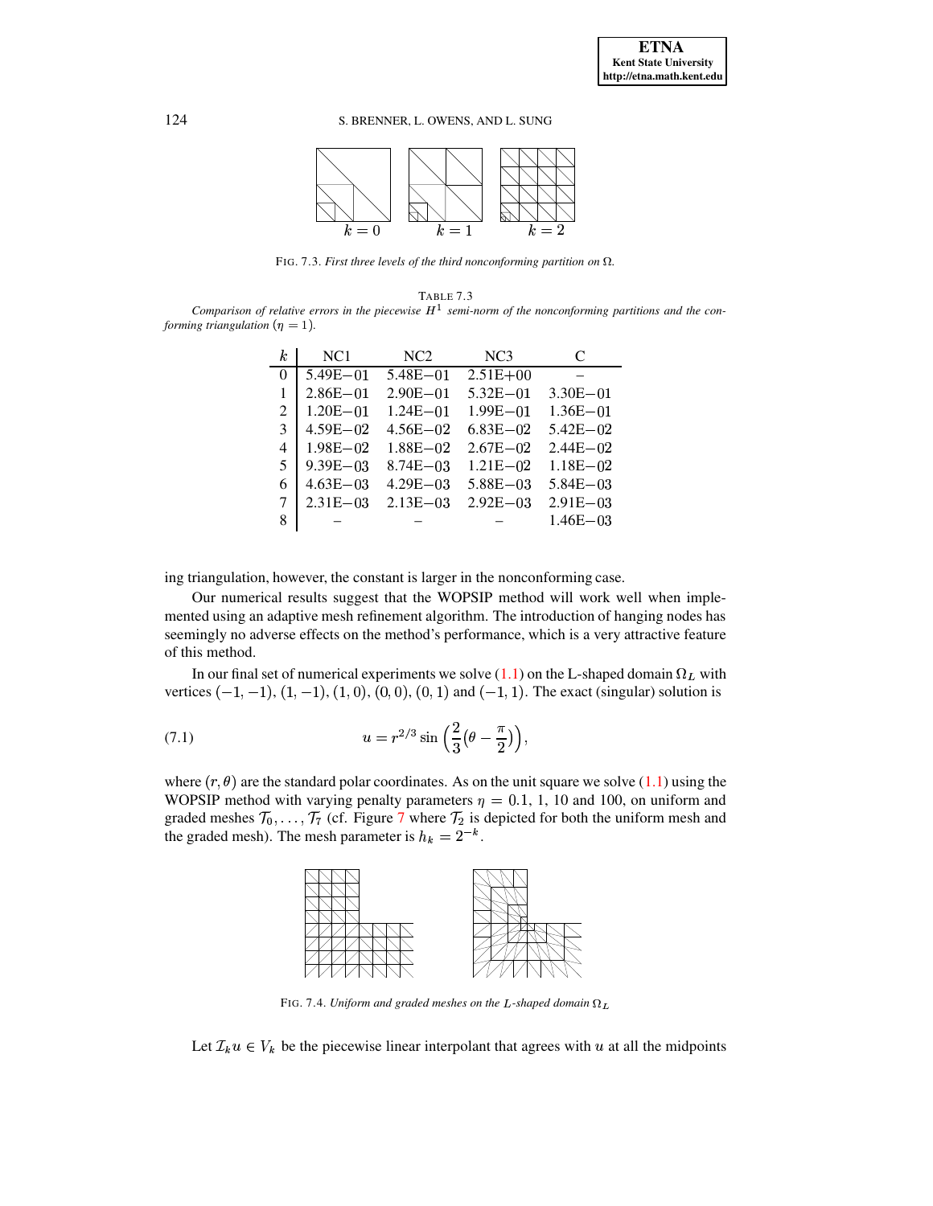FIG. 7.3. *First three levels of the third nonconforming partition on* $\Omega$.

TABLE 7.3
*Comparison of relative errors in the piecewise* $H^1$ *semi-norm of the nonconforming partitions and the conforming triangulation* ($\eta = 1$).

| $k$ | NC1 | NC2 | NC3 | C |
|---|---|---|---|---|
| 0 | 5.49E−01 | 5.48E−01 | 2.51E+00 | – |
| 1 | 2.86E−01 | 2.90E−01 | 5.32E−01 | 3.30E−01 |
| 2 | 1.20E−01 | 1.24E−01 | 1.99E−01 | 1.36E−01 |
| 3 | 4.59E−02 | 4.56E−02 | 6.83E−02 | 5.42E−02 |
| 4 | 1.98E−02 | 1.88E−02 | 2.67E−02 | 2.44E−02 |
| 5 | 9.39E−03 | 8.74E−03 | 1.21E−02 | 1.18E−02 |
| 6 | 4.63E−03 | 4.29E−03 | 5.88E−03 | 5.84E−03 |
| 7 | 2.31E−03 | 2.13E−03 | 2.92E−03 | 2.91E−03 |
| 8 | – | – | – | 1.46E−03 |

ing triangulation, however, the constant is larger in the nonconforming case.

Our numerical results suggest that the WOPSIP method will work well when implemented using an adaptive mesh refinement algorithm. The introduction of hanging nodes has seemingly no adverse effects on the method's performance, which is a very attractive feature of this method.

In our final set of numerical experiments we solve (1.1) on the L-shaped domain $\Omega_L$ with vertices $(-1,-1)$, $(1,-1)$, $(1,0)$, $(0,0)$, $(0,1)$ and $(-1,1)$. The exact (singular) solution is

$$u = r^{2/3} \sin\Big(\frac{2}{3}\big(\theta - \frac{\pi}{2}\big)\Big), \tag{7.1}$$

where $(r,\theta)$ are the standard polar coordinates. As on the unit square we solve (1.1) using the WOPSIP method with varying penalty parameters $\eta = 0.1$, 1, 10 and 100, on uniform and graded meshes $\mathcal{T}_0, \ldots, \mathcal{T}_7$ (cf. Figure 7 where $\mathcal{T}_2$ is depicted for both the uniform mesh and the graded mesh). The mesh parameter is $h_k = 2^{-k}$.

FIG. 7.4. *Uniform and graded meshes on the* $L$*-shaped domain* $\Omega_L$

Let $\mathcal{I}_k u \in V_k$ be the piecewise linear interpolant that agrees with $u$ at all the midpoints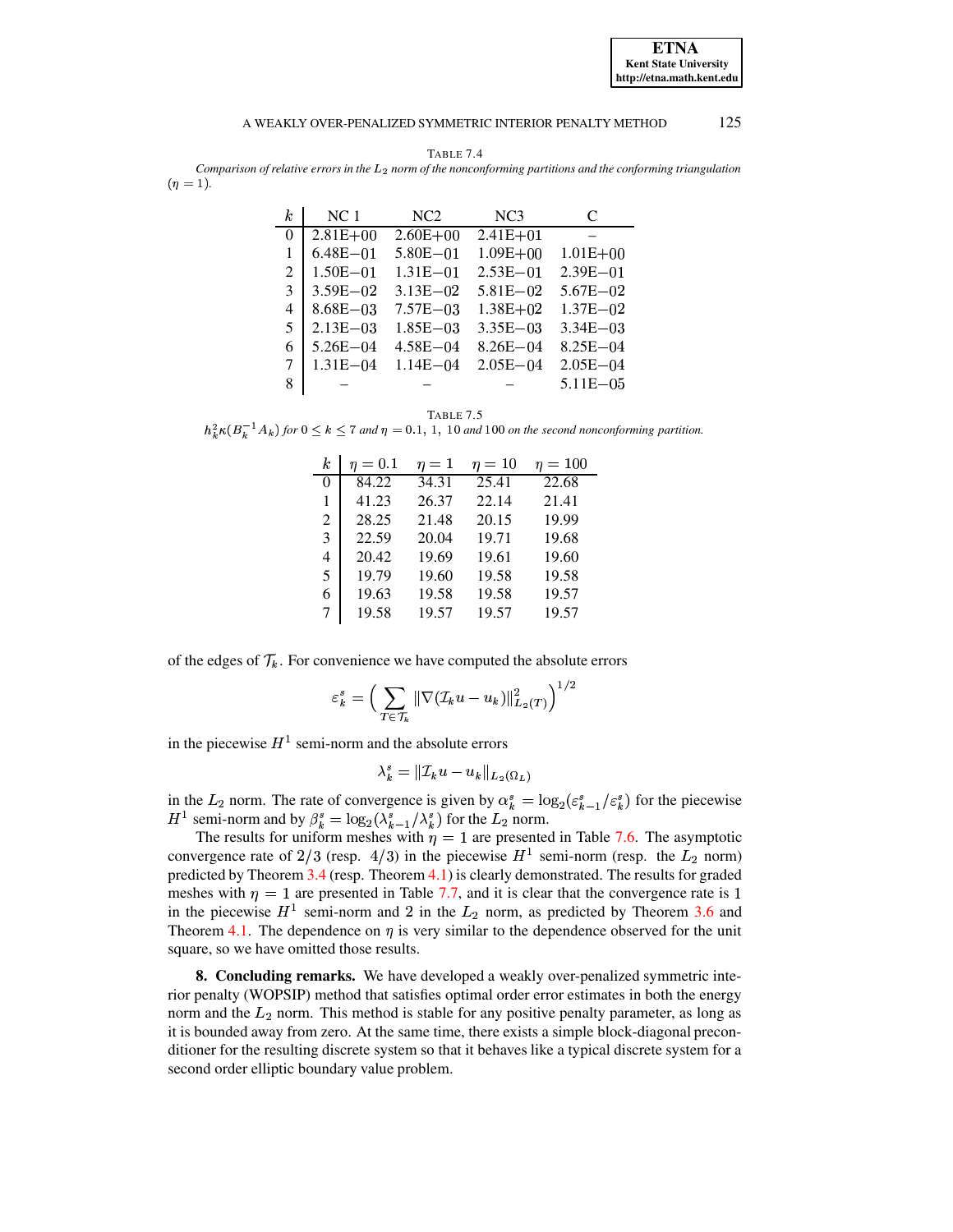TABLE 7.4

*Comparison of relative errors in the $L_2$ norm of the nonconforming partitions and the conforming triangulation ($\eta = 1$).*

| $k$ | NC 1 | NC2 | NC3 | C |
|---|---|---|---|---|
| 0 | 2.81E+00 | 2.60E+00 | 2.41E+01 | – |
| 1 | 6.48E−01 | 5.80E−01 | 1.09E+00 | 1.01E+00 |
| 2 | 1.50E−01 | 1.31E−01 | 2.53E−01 | 2.39E−01 |
| 3 | 3.59E−02 | 3.13E−02 | 5.81E−02 | 5.67E−02 |
| 4 | 8.68E−03 | 7.57E−03 | 1.38E+02 | 1.37E−02 |
| 5 | 2.13E−03 | 1.85E−03 | 3.35E−03 | 3.34E−03 |
| 6 | 5.26E−04 | 4.58E−04 | 8.26E−04 | 8.25E−04 |
| 7 | 1.31E−04 | 1.14E−04 | 2.05E−04 | 2.05E−04 |
| 8 | – | – | – | 5.11E−05 |

TABLE 7.5

*$h_k^2\kappa(B_k^{-1}A_k)$ for $0 \leq k \leq 7$ and $\eta = 0.1,\ 1,\ 10$ and 100 on the second nonconforming partition.*

| $k$ | $\eta = 0.1$ | $\eta = 1$ | $\eta = 10$ | $\eta = 100$ |
|---|---|---|---|---|
| 0 | 84.22 | 34.31 | 25.41 | 22.68 |
| 1 | 41.23 | 26.37 | 22.14 | 21.41 |
| 2 | 28.25 | 21.48 | 20.15 | 19.99 |
| 3 | 22.59 | 20.04 | 19.71 | 19.68 |
| 4 | 20.42 | 19.69 | 19.61 | 19.60 |
| 5 | 19.79 | 19.60 | 19.58 | 19.58 |
| 6 | 19.63 | 19.58 | 19.58 | 19.57 |
| 7 | 19.58 | 19.57 | 19.57 | 19.57 |

of the edges of $\mathcal{T}_k$. For convenience we have computed the absolute errors

$$\varepsilon_k^s = \Big(\sum_{T\in\mathcal{T}_k} \|\nabla(\mathcal{I}_k u - u_k)\|_{L_2(T)}^2\Big)^{1/2}$$

in the piecewise $H^1$ semi-norm and the absolute errors

$$\lambda_k^s = \|\mathcal{I}_k u - u_k\|_{L_2(\Omega_L)}$$

in the $L_2$ norm. The rate of convergence is given by $\alpha_k^s = \log_2(\varepsilon_{k-1}^s/\varepsilon_k^s)$ for the piecewise $H^1$ semi-norm and by $\beta_k^s = \log_2(\lambda_{k-1}^s/\lambda_k^s)$ for the $L_2$ norm.

The results for uniform meshes with $\eta = 1$ are presented in Table 7.6. The asymptotic convergence rate of $2/3$ (resp. $4/3$) in the piecewise $H^1$ semi-norm (resp. the $L_2$ norm) predicted by Theorem 3.4 (resp. Theorem 4.1) is clearly demonstrated. The results for graded meshes with $\eta = 1$ are presented in Table 7.7, and it is clear that the convergence rate is 1 in the piecewise $H^1$ semi-norm and 2 in the $L_2$ norm, as predicted by Theorem 3.6 and Theorem 4.1. The dependence on $\eta$ is very similar to the dependence observed for the unit square, so we have omitted those results.

**8. Concluding remarks.** We have developed a weakly over-penalized symmetric interior penalty (WOPSIP) method that satisfies optimal order error estimates in both the energy norm and the $L_2$ norm. This method is stable for any positive penalty parameter, as long as it is bounded away from zero. At the same time, there exists a simple block-diagonal preconditioner for the resulting discrete system so that it behaves like a typical discrete system for a second order elliptic boundary value problem.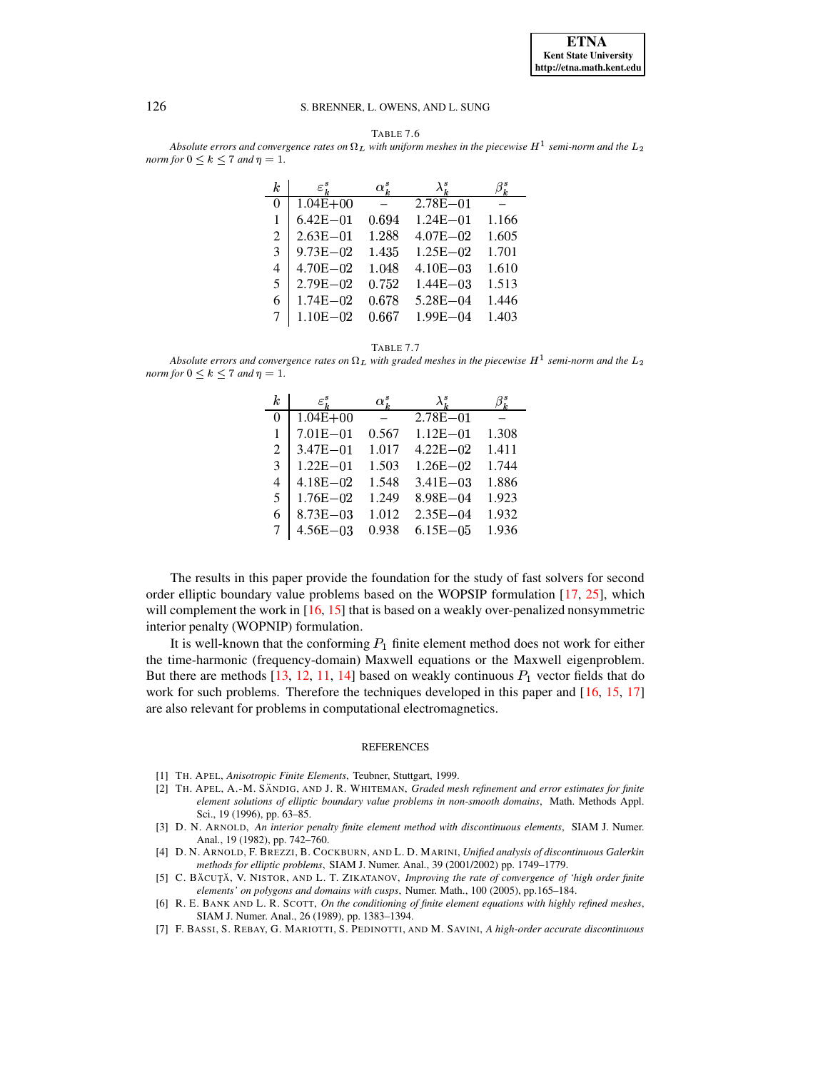TABLE 7.6

*Absolute errors and convergence rates on $\Omega_L$ with uniform meshes in the piecewise $H^1$ semi-norm and the $L_2$ norm for $0 \le k \le 7$ and $\eta = 1$.*

| $k$ | $\varepsilon_k^s$ | $\alpha_k^s$ | $\lambda_k^s$ | $\beta_k^s$ |
|---|---|---|---|---|
| 0 | 1.04E+00 | – | 2.78E−01 | – |
| 1 | 6.42E−01 | 0.694 | 1.24E−01 | 1.166 |
| 2 | 2.63E−01 | 1.288 | 4.07E−02 | 1.605 |
| 3 | 9.73E−02 | 1.435 | 1.25E−02 | 1.701 |
| 4 | 4.70E−02 | 1.048 | 4.10E−03 | 1.610 |
| 5 | 2.79E−02 | 0.752 | 1.44E−03 | 1.513 |
| 6 | 1.74E−02 | 0.678 | 5.28E−04 | 1.446 |
| 7 | 1.10E−02 | 0.667 | 1.99E−04 | 1.403 |

TABLE 7.7

*Absolute errors and convergence rates on $\Omega_L$ with graded meshes in the piecewise $H^1$ semi-norm and the $L_2$ norm for $0 \le k \le 7$ and $\eta = 1$.*

| $k$ | $\varepsilon_k^s$ | $\alpha_k^s$ | $\lambda_k^s$ | $\beta_k^s$ |
|---|---|---|---|---|
| 0 | 1.04E+00 | – | 2.78E−01 | – |
| 1 | 7.01E−01 | 0.567 | 1.12E−01 | 1.308 |
| 2 | 3.47E−01 | 1.017 | 4.22E−02 | 1.411 |
| 3 | 1.22E−01 | 1.503 | 1.26E−02 | 1.744 |
| 4 | 4.18E−02 | 1.548 | 3.41E−03 | 1.886 |
| 5 | 1.76E−02 | 1.249 | 8.98E−04 | 1.923 |
| 6 | 8.73E−03 | 1.012 | 2.35E−04 | 1.932 |
| 7 | 4.56E−03 | 0.938 | 6.15E−05 | 1.936 |

The results in this paper provide the foundation for the study of fast solvers for second order elliptic boundary value problems based on the WOPSIP formulation [17, 25], which will complement the work in [16, 15] that is based on a weakly over-penalized nonsymmetric interior penalty (WOPNIP) formulation.

It is well-known that the conforming $P_1$ finite element method does not work for either the time-harmonic (frequency-domain) Maxwell equations or the Maxwell eigenproblem. But there are methods [13, 12, 11, 14] based on weakly continuous $P_1$ vector fields that do work for such problems. Therefore the techniques developed in this paper and [16, 15, 17] are also relevant for problems in computational electromagnetics.

## REFERENCES

[1] TH. APEL, *Anisotropic Finite Elements*, Teubner, Stuttgart, 1999.

[2] TH. APEL, A.-M. SÄNDIG, AND J. R. WHITEMAN, *Graded mesh refinement and error estimates for finite element solutions of elliptic boundary value problems in non-smooth domains*, Math. Methods Appl. Sci., 19 (1996), pp. 63–85.

[3] D. N. ARNOLD, *An interior penalty finite element method with discontinuous elements*, SIAM J. Numer. Anal., 19 (1982), pp. 742–760.

[4] D. N. ARNOLD, F. BREZZI, B. COCKBURN, AND L. D. MARINI, *Unified analysis of discontinuous Galerkin methods for elliptic problems*, SIAM J. Numer. Anal., 39 (2001/2002) pp. 1749–1779.

[5] C. BĂCUŢĂ, V. NISTOR, AND L. T. ZIKATANOV, *Improving the rate of convergence of 'high order finite elements' on polygons and domains with cusps*, Numer. Math., 100 (2005), pp.165–184.

[6] R. E. BANK AND L. R. SCOTT, *On the conditioning of finite element equations with highly refined meshes*, SIAM J. Numer. Anal., 26 (1989), pp. 1383–1394.

[7] F. BASSI, S. REBAY, G. MARIOTTI, S. PEDINOTTI, AND M. SAVINI, *A high-order accurate discontinuous*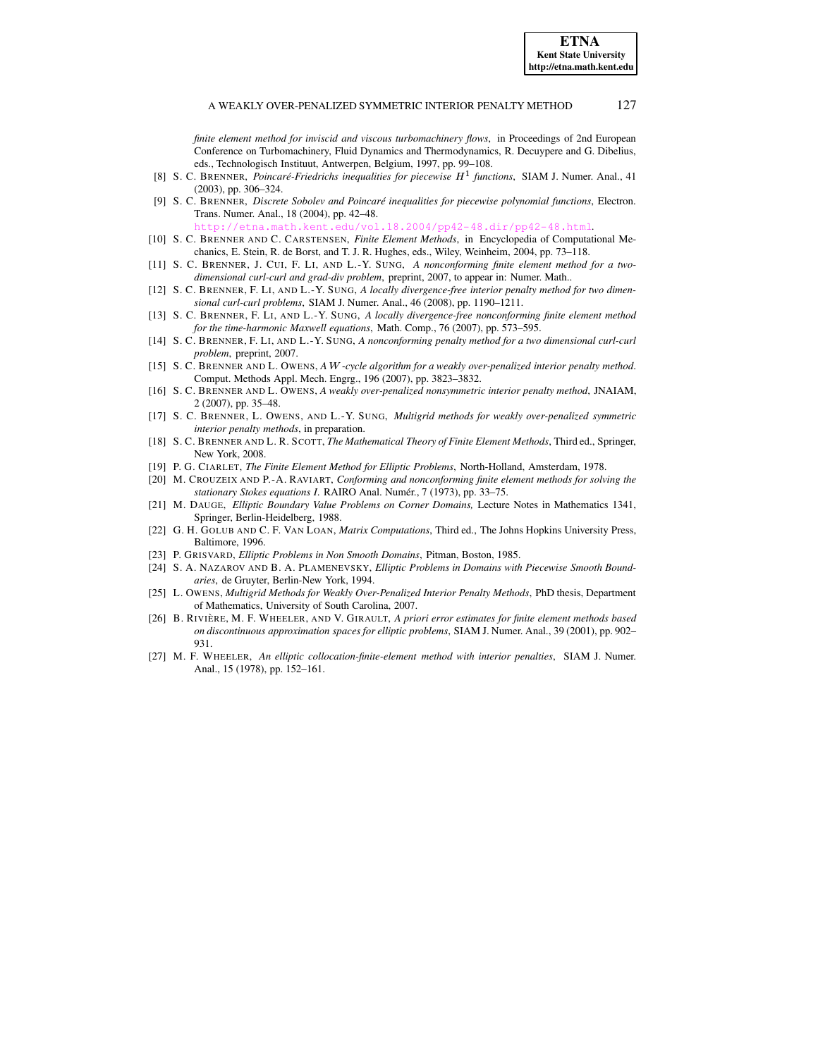*finite element method for inviscid and viscous turbomachinery flows*, in Proceedings of 2nd European Conference on Turbomachinery, Fluid Dynamics and Thermodynamics, R. Decuypere and G. Dibelius, eds., Technologisch Instituut, Antwerpen, Belgium, 1997, pp. 99–108.

[8] S. C. BRENNER, *Poincaré-Friedrichs inequalities for piecewise $H^1$ functions*, SIAM J. Numer. Anal., 41 (2003), pp. 306–324.

[9] S. C. BRENNER, *Discrete Sobolev and Poincaré inequalities for piecewise polynomial functions*, Electron. Trans. Numer. Anal., 18 (2004), pp. 42–48. http://etna.math.kent.edu/vol.18.2004/pp42-48.dir/pp42-48.html.

[10] S. C. BRENNER AND C. CARSTENSEN, *Finite Element Methods*, in Encyclopedia of Computational Mechanics, E. Stein, R. de Borst, and T. J. R. Hughes, eds., Wiley, Weinheim, 2004, pp. 73–118.

[11] S. C. BRENNER, J. CUI, F. LI, AND L.-Y. SUNG, *A nonconforming finite element method for a two-dimensional curl-curl and grad-div problem*, preprint, 2007, to appear in: Numer. Math..

[12] S. C. BRENNER, F. LI, AND L.-Y. SUNG, *A locally divergence-free interior penalty method for two dimensional curl-curl problems*, SIAM J. Numer. Anal., 46 (2008), pp. 1190–1211.

[13] S. C. BRENNER, F. LI, AND L.-Y. SUNG, *A locally divergence-free nonconforming finite element method for the time-harmonic Maxwell equations*, Math. Comp., 76 (2007), pp. 573–595.

[14] S. C. BRENNER, F. LI, AND L.-Y. SUNG, *A nonconforming penalty method for a two dimensional curl-curl problem*, preprint, 2007.

[15] S. C. BRENNER AND L. OWENS, *A $W$-cycle algorithm for a weakly over-penalized interior penalty method*. Comput. Methods Appl. Mech. Engrg., 196 (2007), pp. 3823–3832.

[16] S. C. BRENNER AND L. OWENS, *A weakly over-penalized nonsymmetric interior penalty method*, JNAIAM, 2 (2007), pp. 35–48.

[17] S. C. BRENNER, L. OWENS, AND L.-Y. SUNG, *Multigrid methods for weakly over-penalized symmetric interior penalty methods*, in preparation.

[18] S. C. BRENNER AND L. R. SCOTT, *The Mathematical Theory of Finite Element Methods*, Third ed., Springer, New York, 2008.

[19] P. G. CIARLET, *The Finite Element Method for Elliptic Problems*, North-Holland, Amsterdam, 1978.

[20] M. CROUZEIX AND P.-A. RAVIART, *Conforming and nonconforming finite element methods for solving the stationary Stokes equations I*. RAIRO Anal. Numér., 7 (1973), pp. 33–75.

[21] M. DAUGE, *Elliptic Boundary Value Problems on Corner Domains,* Lecture Notes in Mathematics 1341, Springer, Berlin-Heidelberg, 1988.

[22] G. H. GOLUB AND C. F. VAN LOAN, *Matrix Computations*, Third ed., The Johns Hopkins University Press, Baltimore, 1996.

[23] P. GRISVARD, *Elliptic Problems in Non Smooth Domains*, Pitman, Boston, 1985.

[24] S. A. NAZAROV AND B. A. PLAMENEVSKY, *Elliptic Problems in Domains with Piecewise Smooth Boundaries*, de Gruyter, Berlin-New York, 1994.

[25] L. OWENS, *Multigrid Methods for Weakly Over-Penalized Interior Penalty Methods*, PhD thesis, Department of Mathematics, University of South Carolina, 2007.

[26] B. RIVIÈRE, M. F. WHEELER, AND V. GIRAULT, *A priori error estimates for finite element methods based on discontinuous approximation spaces for elliptic problems*, SIAM J. Numer. Anal., 39 (2001), pp. 902–931.

[27] M. F. WHEELER, *An elliptic collocation-finite-element method with interior penalties*, SIAM J. Numer. Anal., 15 (1978), pp. 152–161.